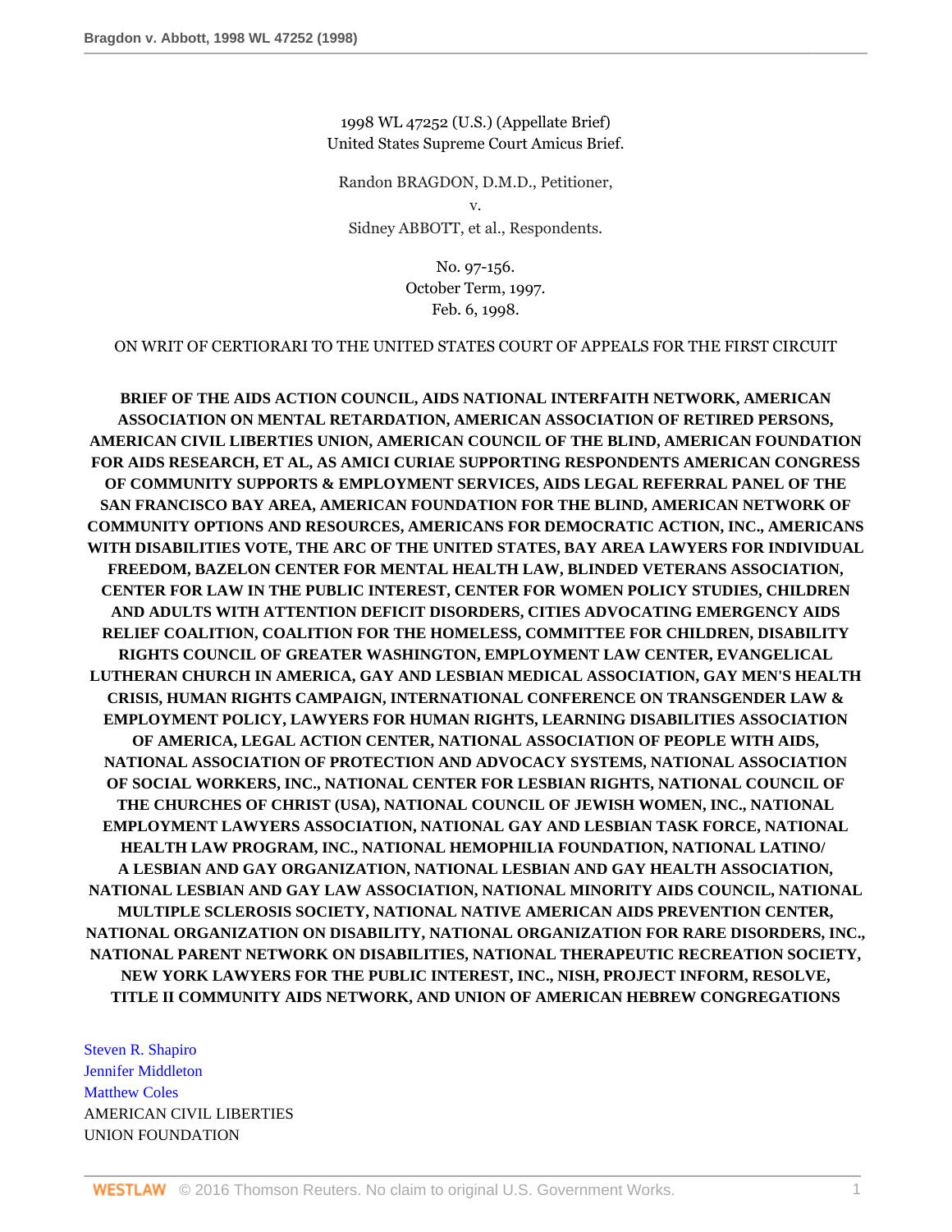1998 WL 47252 (U.S.) (Appellate Brief)
United States Supreme Court Amicus Brief.

Randon BRAGDON, D.M.D., Petitioner,
v.
Sidney ABBOTT, et al., Respondents.

No. 97-156.
October Term, 1997.
Feb. 6, 1998.

ON WRIT OF CERTIORARI TO THE UNITED STATES COURT OF APPEALS FOR THE FIRST CIRCUIT

**BRIEF OF THE AIDS ACTION COUNCIL, AIDS NATIONAL INTERFAITH NETWORK, AMERICAN ASSOCIATION ON MENTAL RETARDATION, AMERICAN ASSOCIATION OF RETIRED PERSONS, AMERICAN CIVIL LIBERTIES UNION, AMERICAN COUNCIL OF THE BLIND, AMERICAN FOUNDATION FOR AIDS RESEARCH, ET AL, AS AMICI CURIAE SUPPORTING RESPONDENTS AMERICAN CONGRESS OF COMMUNITY SUPPORTS & EMPLOYMENT SERVICES, AIDS LEGAL REFERRAL PANEL OF THE SAN FRANCISCO BAY AREA, AMERICAN FOUNDATION FOR THE BLIND, AMERICAN NETWORK OF COMMUNITY OPTIONS AND RESOURCES, AMERICANS FOR DEMOCRATIC ACTION, INC., AMERICANS WITH DISABILITIES VOTE, THE ARC OF THE UNITED STATES, BAY AREA LAWYERS FOR INDIVIDUAL FREEDOM, BAZELON CENTER FOR MENTAL HEALTH LAW, BLINDED VETERANS ASSOCIATION, CENTER FOR LAW IN THE PUBLIC INTEREST, CENTER FOR WOMEN POLICY STUDIES, CHILDREN AND ADULTS WITH ATTENTION DEFICIT DISORDERS, CITIES ADVOCATING EMERGENCY AIDS RELIEF COALITION, COALITION FOR THE HOMELESS, COMMITTEE FOR CHILDREN, DISABILITY RIGHTS COUNCIL OF GREATER WASHINGTON, EMPLOYMENT LAW CENTER, EVANGELICAL LUTHERAN CHURCH IN AMERICA, GAY AND LESBIAN MEDICAL ASSOCIATION, GAY MEN'S HEALTH CRISIS, HUMAN RIGHTS CAMPAIGN, INTERNATIONAL CONFERENCE ON TRANSGENDER LAW & EMPLOYMENT POLICY, LAWYERS FOR HUMAN RIGHTS, LEARNING DISABILITIES ASSOCIATION OF AMERICA, LEGAL ACTION CENTER, NATIONAL ASSOCIATION OF PEOPLE WITH AIDS, NATIONAL ASSOCIATION OF PROTECTION AND ADVOCACY SYSTEMS, NATIONAL ASSOCIATION OF SOCIAL WORKERS, INC., NATIONAL CENTER FOR LESBIAN RIGHTS, NATIONAL COUNCIL OF THE CHURCHES OF CHRIST (USA), NATIONAL COUNCIL OF JEWISH WOMEN, INC., NATIONAL EMPLOYMENT LAWYERS ASSOCIATION, NATIONAL GAY AND LESBIAN TASK FORCE, NATIONAL HEALTH LAW PROGRAM, INC., NATIONAL HEMOPHILIA FOUNDATION, NATIONAL LATINO/ A LESBIAN AND GAY ORGANIZATION, NATIONAL LESBIAN AND GAY HEALTH ASSOCIATION, NATIONAL LESBIAN AND GAY LAW ASSOCIATION, NATIONAL MINORITY AIDS COUNCIL, NATIONAL MULTIPLE SCLEROSIS SOCIETY, NATIONAL NATIVE AMERICAN AIDS PREVENTION CENTER, NATIONAL ORGANIZATION ON DISABILITY, NATIONAL ORGANIZATION FOR RARE DISORDERS, INC., NATIONAL PARENT NETWORK ON DISABILITIES, NATIONAL THERAPEUTIC RECREATION SOCIETY, NEW YORK LAWYERS FOR THE PUBLIC INTEREST, INC., NISH, PROJECT INFORM, RESOLVE, TITLE II COMMUNITY AIDS NETWORK, AND UNION OF AMERICAN HEBREW CONGREGATIONS**

Steven R. Shapiro
Jennifer Middleton
Matthew Coles
AMERICAN CIVIL LIBERTIES
UNION FOUNDATION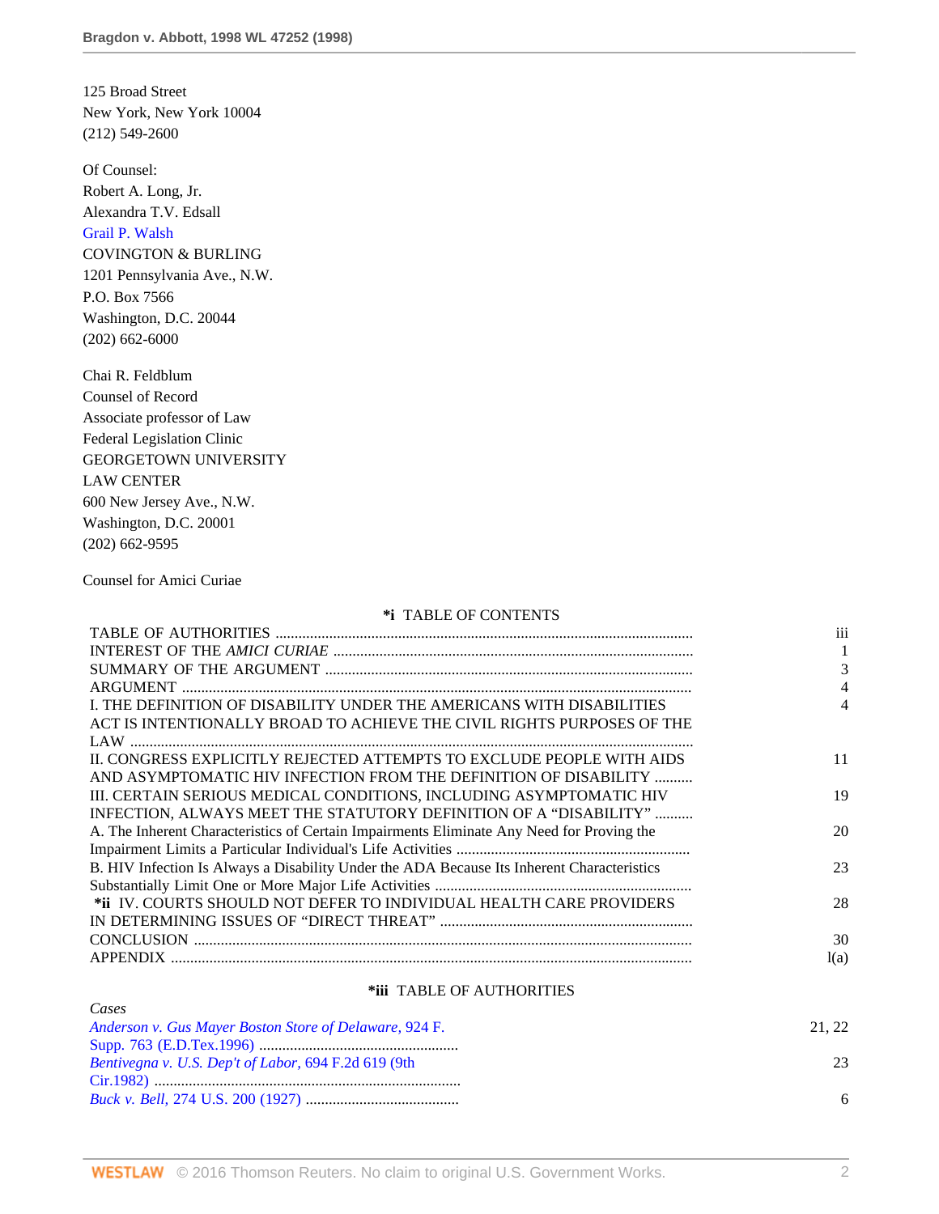125 Broad Street
New York, New York 10004
(212) 549-2600

Of Counsel:
Robert A. Long, Jr.
Alexandra T.V. Edsall
Grail P. Walsh
COVINGTON & BURLING
1201 Pennsylvania Ave., N.W.
P.O. Box 7566
Washington, D.C. 20044
(202) 662-6000

Chai R. Feldblum
Counsel of Record
Associate professor of Law
Federal Legislation Clinic
GEORGETOWN UNIVERSITY
LAW CENTER
600 New Jersey Ave., N.W.
Washington, D.C. 20001
(202) 662-9595

Counsel for Amici Curiae

**\*i** TABLE OF CONTENTS

| | |
|---|---|
| TABLE OF AUTHORITIES | iii |
| INTEREST OF THE *AMICI CURIAE* | 1 |
| SUMMARY OF THE ARGUMENT | 3 |
| ARGUMENT | 4 |
| I. THE DEFINITION OF DISABILITY UNDER THE AMERICANS WITH DISABILITIES ACT IS INTENTIONALLY BROAD TO ACHIEVE THE CIVIL RIGHTS PURPOSES OF THE LAW | 4 |
| II. CONGRESS EXPLICITLY REJECTED ATTEMPTS TO EXCLUDE PEOPLE WITH AIDS AND ASYMPTOMATIC HIV INFECTION FROM THE DEFINITION OF DISABILITY | 11 |
| III. CERTAIN SERIOUS MEDICAL CONDITIONS, INCLUDING ASYMPTOMATIC HIV INFECTION, ALWAYS MEET THE STATUTORY DEFINITION OF A "DISABILITY" | 19 |
| A. The Inherent Characteristics of Certain Impairments Eliminate Any Need for Proving the Impairment Limits a Particular Individual's Life Activities | 20 |
| B. HIV Infection Is Always a Disability Under the ADA Because Its Inherent Characteristics Substantially Limit One or More Major Life Activities | 23 |
| **\*ii** IV. COURTS SHOULD NOT DEFER TO INDIVIDUAL HEALTH CARE PROVIDERS IN DETERMINING ISSUES OF "DIRECT THREAT" | 28 |
| CONCLUSION | 30 |
| APPENDIX | l(a) |

**\*iii** TABLE OF AUTHORITIES

| *Cases* | |
|---|---|
| *Anderson v. Gus Mayer Boston Store of Delaware,* 924 F. Supp. 763 (E.D.Tex.1996) | 21, 22 |
| *Bentivegna v. U.S. Dep't of Labor,* 694 F.2d 619 (9th Cir.1982) | 23 |
| *Buck v. Bell,* 274 U.S. 200 (1927) | 6 |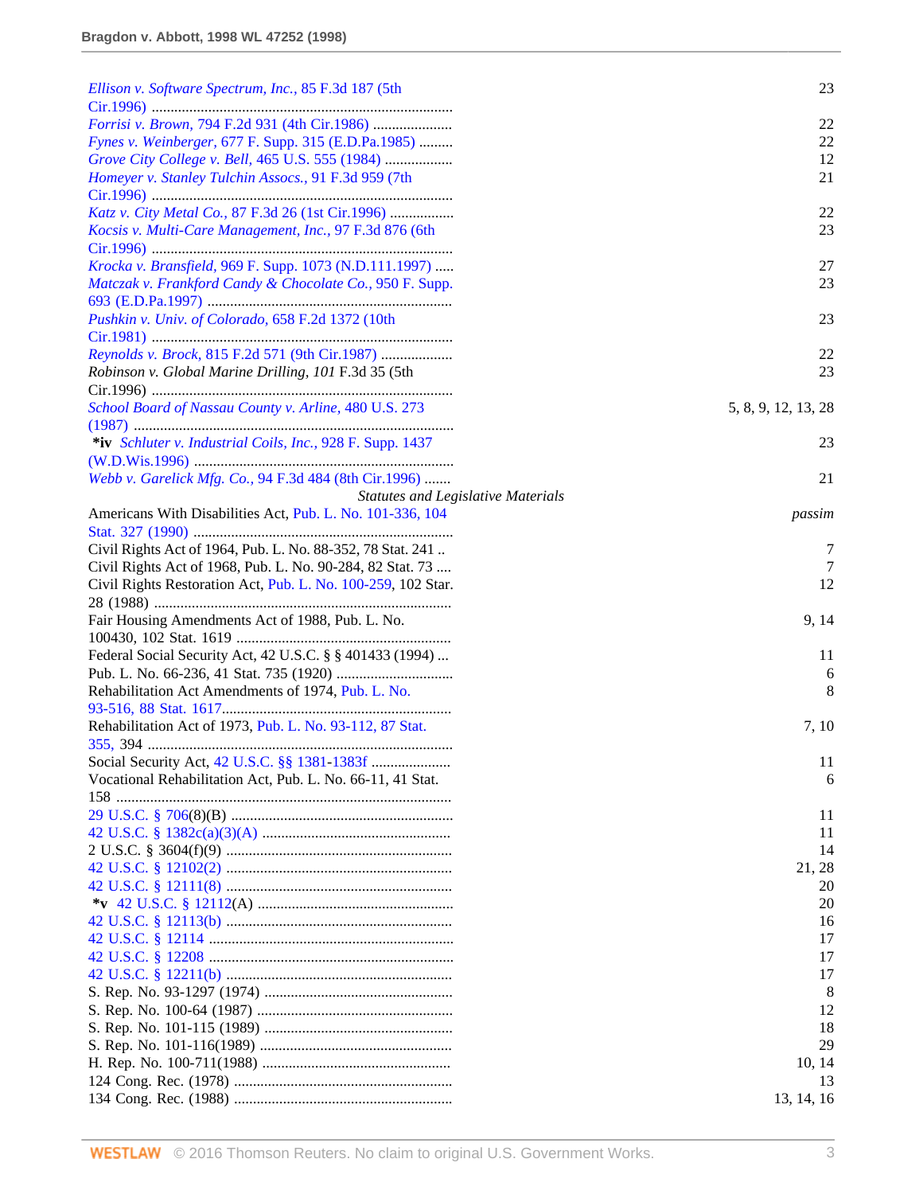| | |
|---|---|
| *Ellison v. Software Spectrum, Inc.*, 85 F.3d 187 (5th Cir.1996) | 23 |
| *Forrisi v. Brown*, 794 F.2d 931 (4th Cir.1986) | 22 |
| *Fynes v. Weinberger*, 677 F. Supp. 315 (E.D.Pa.1985) | 22 |
| *Grove City College v. Bell*, 465 U.S. 555 (1984) | 12 |
| *Homeyer v. Stanley Tulchin Assocs.*, 91 F.3d 959 (7th Cir.1996) | 21 |
| *Katz v. City Metal Co.*, 87 F.3d 26 (1st Cir.1996) | 22 |
| *Kocsis v. Multi-Care Management, Inc.*, 97 F.3d 876 (6th Cir.1996) | 23 |
| *Krocka v. Bransfield*, 969 F. Supp. 1073 (N.D.111.1997) | 27 |
| *Matczak v. Frankford Candy & Chocolate Co.*, 950 F. Supp. 693 (E.D.Pa.1997) | 23 |
| *Pushkin v. Univ. of Colorado*, 658 F.2d 1372 (10th Cir.1981) | 23 |
| *Reynolds v. Brock*, 815 F.2d 571 (9th Cir.1987) | 22 |
| *Robinson v. Global Marine Drilling, 101* F.3d 35 (5th Cir.1996) | 23 |
| *School Board of Nassau County v. Arline*, 480 U.S. 273 (1987) | 5, 8, 9, 12, 13, 28 |
| **\*iv** *Schluter v. Industrial Coils, Inc.*, 928 F. Supp. 1437 (W.D.Wis.1996) | 23 |
| *Webb v. Garelick Mfg. Co.*, 94 F.3d 484 (8th Cir.1996) | 21 |

*Statutes and Legislative Materials*

| | |
|---|---|
| Americans With Disabilities Act, Pub. L. No. 101-336, 104 Stat. 327 (1990) | *passim* |
| Civil Rights Act of 1964, Pub. L. No. 88-352, 78 Stat. 241 | 7 |
| Civil Rights Act of 1968, Pub. L. No. 90-284, 82 Stat. 73 | 7 |
| Civil Rights Restoration Act, Pub. L. No. 100-259, 102 Star. 28 (1988) | 12 |
| Fair Housing Amendments Act of 1988, Pub. L. No. 100430, 102 Stat. 1619 | 9, 14 |
| Federal Social Security Act, 42 U.S.C. § § 401433 (1994) | 11 |
| Pub. L. No. 66-236, 41 Stat. 735 (1920) | 6 |
| Rehabilitation Act Amendments of 1974, Pub. L. No. 93-516, 88 Stat. 1617 | 8 |
| Rehabilitation Act of 1973, Pub. L. No. 93-112, 87 Stat. 355, 394 | 7, 10 |
| Social Security Act, 42 U.S.C. §§ 1381-1383f | 11 |
| Vocational Rehabilitation Act, Pub. L. No. 66-11, 41 Stat. 158 | 6 |
| 29 U.S.C. § 706(8)(B) | 11 |
| 42 U.S.C. § 1382c(a)(3)(A) | 11 |
| 2 U.S.C. § 3604(f)(9) | 14 |
| 42 U.S.C. § 12102(2) | 21, 28 |
| 42 U.S.C. § 12111(8) | 20 |
| **\*v** 42 U.S.C. § 12112(A) | 20 |
| 42 U.S.C. § 12113(b) | 16 |
| 42 U.S.C. § 12114 | 17 |
| 42 U.S.C. § 12208 | 17 |
| 42 U.S.C. § 12211(b) | 17 |
| S. Rep. No. 93-1297 (1974) | 8 |
| S. Rep. No. 100-64 (1987) | 12 |
| S. Rep. No. 101-115 (1989) | 18 |
| S. Rep. No. 101-116(1989) | 29 |
| H. Rep. No. 100-711(1988) | 10, 14 |
| 124 Cong. Rec. (1978) | 13 |
| 134 Cong. Rec. (1988) | 13, 14, 16 |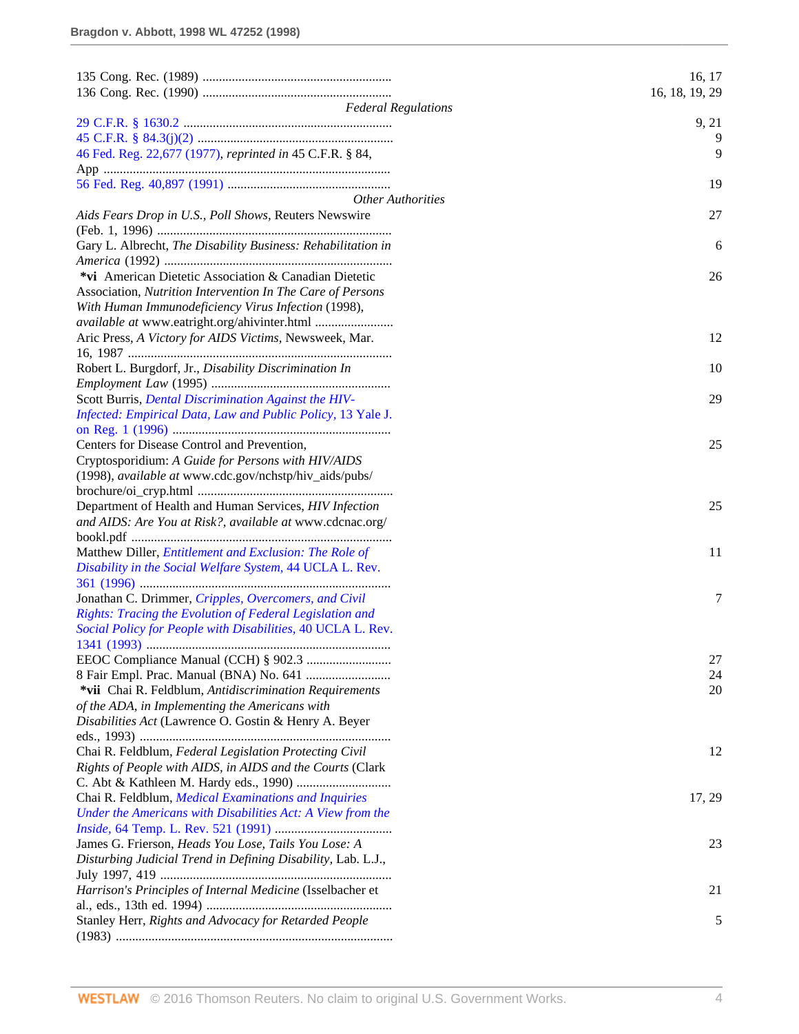| | |
|---|---|
| 135 Cong. Rec. (1989) .......................................................... | 16, 17 |
| 136 Cong. Rec. (1990) .......................................................... | 16, 18, 19, 29 |
| *Federal Regulations* | |
| 29 C.F.R. § 1630.2 ................................................................ | 9, 21 |
| 45 C.F.R. § 84.3(j)(2) ........................................................... | 9 |
| 46 Fed. Reg. 22,677 (1977), *reprinted in* 45 C.F.R. § 84, App ........................................................................................ | 9 |
| 56 Fed. Reg. 40,897 (1991) .................................................. | 19 |
| *Other Authorities* | |
| *Aids Fears Drop in U.S., Poll Shows,* Reuters Newswire (Feb. 1, 1996) ........................................................................ | 27 |
| Gary L. Albrecht, *The Disability Business: Rehabilitation in America* (1992) ..................................................................... | 6 |
| **\*vi** American Dietetic Association & Canadian Dietetic Association, *Nutrition Intervention In The Care of Persons With Human Immunodeficiency Virus Infection* (1998), *available at* www.eatright.org/ahivinter.html ........................ | 26 |
| Aric Press, *A Victory for AIDS Victims,* Newsweek, Mar. 16, 1987 ................................................................................. | 12 |
| Robert L. Burgdorf, Jr., *Disability Discrimination In Employment Law* (1995) ....................................................... | 10 |
| Scott Burris, *Dental Discrimination Against the HIV-Infected: Empirical Data, Law and Public Policy,* 13 Yale J. on Reg. 1 (1996) ................................................................... | 29 |
| Centers for Disease Control and Prevention, Cryptosporidium: *A Guide for Persons with HIV/AIDS* (1998), *available at* www.cdc.gov/nchstp/hiv_aids/pubs/brochure/oi_cryp.html ........................................................... | 25 |
| Department of Health and Human Services, *HIV Infection and AIDS: Are You at Risk?, available at* www.cdcnac.org/bookl.pdf ................................................................................ | 25 |
| Matthew Diller, *Entitlement and Exclusion: The Role of Disability in the Social Welfare System,* 44 UCLA L. Rev. 361 (1996) ............................................................................. | 11 |
| Jonathan C. Drimmer, *Cripples, Overcomers, and Civil Rights: Tracing the Evolution of Federal Legislation and Social Policy for People with Disabilities,* 40 UCLA L. Rev. 1341 (1993) ........................................................................... | 7 |
| EEOC Compliance Manual (CCH) § 902.3 .......................... | 27 |
| 8 Fair Empl. Prac. Manual (BNA) No. 641 .......................... | 24 |
| **\*vii** Chai R. Feldblum, *Antidiscrimination Requirements of the ADA, in Implementing the Americans with Disabilities Act* (Lawrence O. Gostin & Henry A. Beyer eds., 1993) ............................................................................. | 20 |
| Chai R. Feldblum, *Federal Legislation Protecting Civil Rights of People with AIDS, in AIDS and the Courts* (Clark C. Abt & Kathleen M. Hardy eds., 1990) ............................. | 12 |
| Chai R. Feldblum, *Medical Examinations and Inquiries Under the Americans with Disabilities Act: A View from the Inside,* 64 Temp. L. Rev. 521 (1991) .................................... | 17, 29 |
| James G. Frierson, *Heads You Lose, Tails You Lose: A Disturbing Judicial Trend in Defining Disability,* Lab. L.J., July 1997, 419 ...................................................................... | 23 |
| *Harrison's Principles of Internal Medicine* (Isselbacher et al., eds., 13th ed. 1994) ......................................................... | 21 |
| Stanley Herr, *Rights and Advocacy for Retarded People* (1983) .................................................................................... | 5 |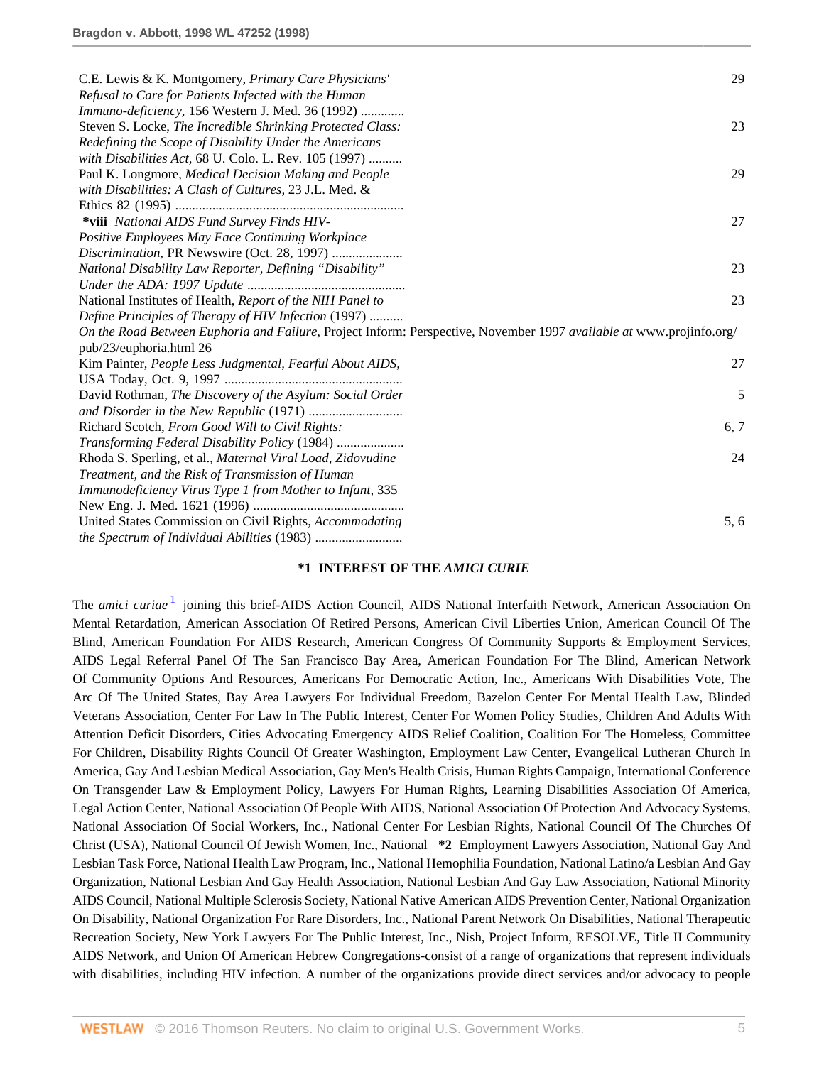| | |
|---|---|
| C.E. Lewis & K. Montgomery, *Primary Care Physicians' Refusal to Care for Patients Infected with the Human Immuno-deficiency*, 156 Western J. Med. 36 (1992) ............. | 29 |
| Steven S. Locke, *The Incredible Shrinking Protected Class: Redefining the Scope of Disability Under the Americans with Disabilities Act*, 68 U. Colo. L. Rev. 105 (1997) .......... | 23 |
| Paul K. Longmore, *Medical Decision Making and People with Disabilities: A Clash of Cultures*, 23 J.L. Med. & Ethics 82 (1995) .................................................................... | 29 |
| **\*viii** *National AIDS Fund Survey Finds HIV-Positive Employees May Face Continuing Workplace Discrimination*, PR Newswire (Oct. 28, 1997) ..................... | 27 |
| *National Disability Law Reporter, Defining "Disability" Under the ADA: 1997 Update* ............................................... | 23 |
| National Institutes of Health, *Report of the NIH Panel to Define Principles of Therapy of HIV Infection* (1997) .......... | 23 |
| *On the Road Between Euphoria and Failure*, Project Inform: Perspective, November 1997 *available at* www.projinfo.org/pub/23/euphoria.html 26 | |
| Kim Painter, *People Less Judgmental, Fearful About AIDS*, USA Today, Oct. 9, 1997 ..................................................... | 27 |
| David Rothman, *The Discovery of the Asylum: Social Order and Disorder in the New Republic* (1971) ............................ | 5 |
| Richard Scotch, *From Good Will to Civil Rights: Transforming Federal Disability Policy* (1984) .................... | 6, 7 |
| Rhoda S. Sperling, et al., *Maternal Viral Load, Zidovudine Treatment, and the Risk of Transmission of Human Immunodeficiency Virus Type 1 from Mother to Infant*, 335 New Eng. J. Med. 1621 (1996) ............................................ | 24 |
| United States Commission on Civil Rights, *Accommodating the Spectrum of Individual Abilities* (1983) .......................... | 5, 6 |

## \*1 INTEREST OF THE *AMICI CURIE*

The *amici curiae* [1] joining this brief-AIDS Action Council, AIDS National Interfaith Network, American Association On Mental Retardation, American Association Of Retired Persons, American Civil Liberties Union, American Council Of The Blind, American Foundation For AIDS Research, American Congress Of Community Supports & Employment Services, AIDS Legal Referral Panel Of The San Francisco Bay Area, American Foundation For The Blind, American Network Of Community Options And Resources, Americans For Democratic Action, Inc., Americans With Disabilities Vote, The Arc Of The United States, Bay Area Lawyers For Individual Freedom, Bazelon Center For Mental Health Law, Blinded Veterans Association, Center For Law In The Public Interest, Center For Women Policy Studies, Children And Adults With Attention Deficit Disorders, Cities Advocating Emergency AIDS Relief Coalition, Coalition For The Homeless, Committee For Children, Disability Rights Council Of Greater Washington, Employment Law Center, Evangelical Lutheran Church In America, Gay And Lesbian Medical Association, Gay Men's Health Crisis, Human Rights Campaign, International Conference On Transgender Law & Employment Policy, Lawyers For Human Rights, Learning Disabilities Association Of America, Legal Action Center, National Association Of People With AIDS, National Association Of Protection And Advocacy Systems, National Association Of Social Workers, Inc., National Center For Lesbian Rights, National Council Of The Churches Of Christ (USA), National Council Of Jewish Women, Inc., National **\*2** Employment Lawyers Association, National Gay And Lesbian Task Force, National Health Law Program, Inc., National Hemophilia Foundation, National Latino/a Lesbian And Gay Organization, National Lesbian And Gay Health Association, National Lesbian And Gay Law Association, National Minority AIDS Council, National Multiple Sclerosis Society, National Native American AIDS Prevention Center, National Organization On Disability, National Organization For Rare Disorders, Inc., National Parent Network On Disabilities, National Therapeutic Recreation Society, New York Lawyers For The Public Interest, Inc., Nish, Project Inform, RESOLVE, Title II Community AIDS Network, and Union Of American Hebrew Congregations-consist of a range of organizations that represent individuals with disabilities, including HIV infection. A number of the organizations provide direct services and/or advocacy to people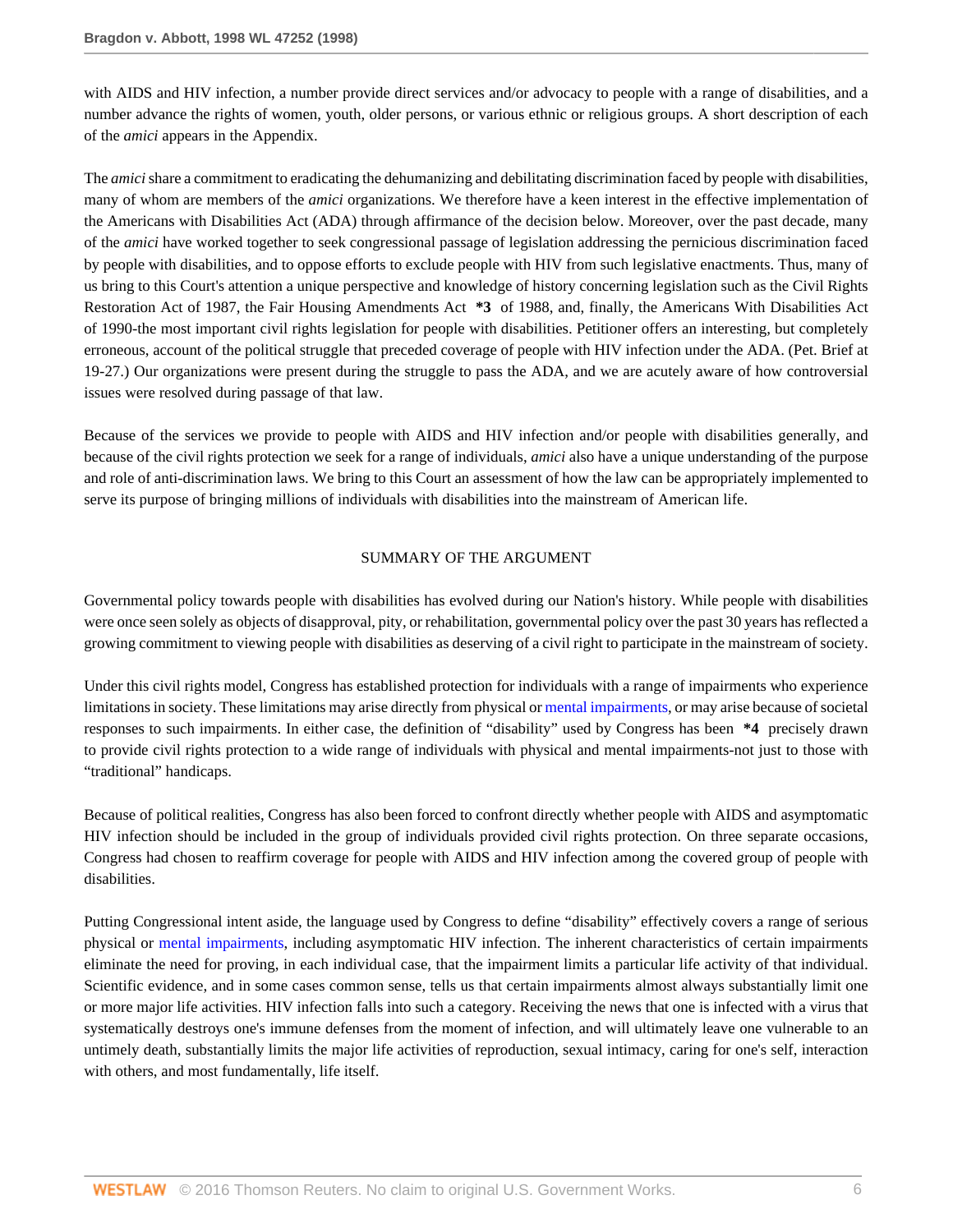with AIDS and HIV infection, a number provide direct services and/or advocacy to people with a range of disabilities, and a number advance the rights of women, youth, older persons, or various ethnic or religious groups. A short description of each of the *amici* appears in the Appendix.

The *amici* share a commitment to eradicating the dehumanizing and debilitating discrimination faced by people with disabilities, many of whom are members of the *amici* organizations. We therefore have a keen interest in the effective implementation of the Americans with Disabilities Act (ADA) through affirmance of the decision below. Moreover, over the past decade, many of the *amici* have worked together to seek congressional passage of legislation addressing the pernicious discrimination faced by people with disabilities, and to oppose efforts to exclude people with HIV from such legislative enactments. Thus, many of us bring to this Court's attention a unique perspective and knowledge of history concerning legislation such as the Civil Rights Restoration Act of 1987, the Fair Housing Amendments Act **\*3** of 1988, and, finally, the Americans With Disabilities Act of 1990-the most important civil rights legislation for people with disabilities. Petitioner offers an interesting, but completely erroneous, account of the political struggle that preceded coverage of people with HIV infection under the ADA. (Pet. Brief at 19-27.) Our organizations were present during the struggle to pass the ADA, and we are acutely aware of how controversial issues were resolved during passage of that law.

Because of the services we provide to people with AIDS and HIV infection and/or people with disabilities generally, and because of the civil rights protection we seek for a range of individuals, *amici* also have a unique understanding of the purpose and role of anti-discrimination laws. We bring to this Court an assessment of how the law can be appropriately implemented to serve its purpose of bringing millions of individuals with disabilities into the mainstream of American life.

## SUMMARY OF THE ARGUMENT

Governmental policy towards people with disabilities has evolved during our Nation's history. While people with disabilities were once seen solely as objects of disapproval, pity, or rehabilitation, governmental policy over the past 30 years has reflected a growing commitment to viewing people with disabilities as deserving of a civil right to participate in the mainstream of society.

Under this civil rights model, Congress has established protection for individuals with a range of impairments who experience limitations in society. These limitations may arise directly from physical or mental impairments, or may arise because of societal responses to such impairments. In either case, the definition of "disability" used by Congress has been **\*4** precisely drawn to provide civil rights protection to a wide range of individuals with physical and mental impairments-not just to those with "traditional" handicaps.

Because of political realities, Congress has also been forced to confront directly whether people with AIDS and asymptomatic HIV infection should be included in the group of individuals provided civil rights protection. On three separate occasions, Congress had chosen to reaffirm coverage for people with AIDS and HIV infection among the covered group of people with disabilities.

Putting Congressional intent aside, the language used by Congress to define "disability" effectively covers a range of serious physical or mental impairments, including asymptomatic HIV infection. The inherent characteristics of certain impairments eliminate the need for proving, in each individual case, that the impairment limits a particular life activity of that individual. Scientific evidence, and in some cases common sense, tells us that certain impairments almost always substantially limit one or more major life activities. HIV infection falls into such a category. Receiving the news that one is infected with a virus that systematically destroys one's immune defenses from the moment of infection, and will ultimately leave one vulnerable to an untimely death, substantially limits the major life activities of reproduction, sexual intimacy, caring for one's self, interaction with others, and most fundamentally, life itself.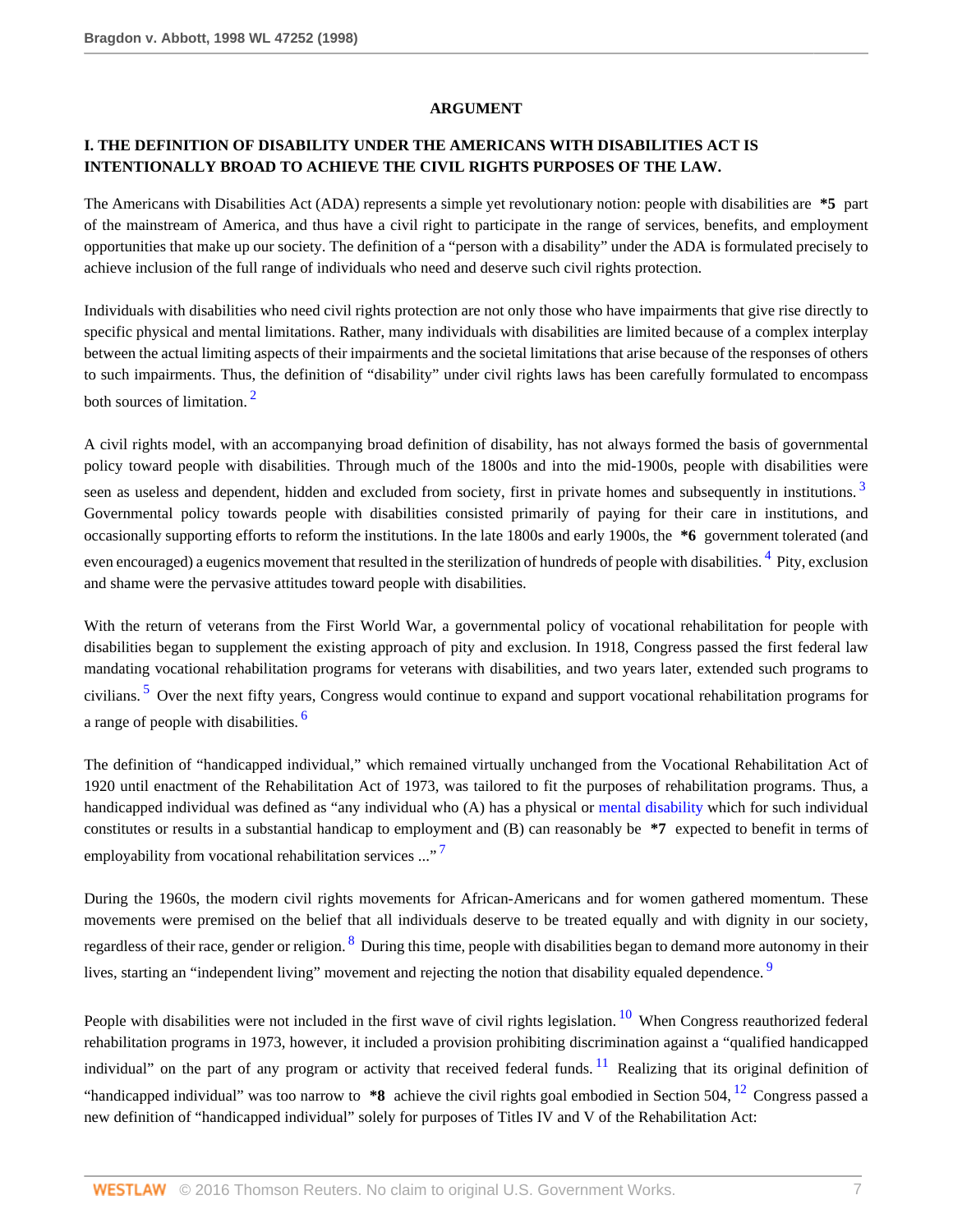## ARGUMENT

### I. THE DEFINITION OF DISABILITY UNDER THE AMERICANS WITH DISABILITIES ACT IS INTENTIONALLY BROAD TO ACHIEVE THE CIVIL RIGHTS PURPOSES OF THE LAW.

The Americans with Disabilities Act (ADA) represents a simple yet revolutionary notion: people with disabilities are **\*5** part of the mainstream of America, and thus have a civil right to participate in the range of services, benefits, and employment opportunities that make up our society. The definition of a "person with a disability" under the ADA is formulated precisely to achieve inclusion of the full range of individuals who need and deserve such civil rights protection.

Individuals with disabilities who need civil rights protection are not only those who have impairments that give rise directly to specific physical and mental limitations. Rather, many individuals with disabilities are limited because of a complex interplay between the actual limiting aspects of their impairments and the societal limitations that arise because of the responses of others to such impairments. Thus, the definition of "disability" under civil rights laws has been carefully formulated to encompass both sources of limitation. [2]

A civil rights model, with an accompanying broad definition of disability, has not always formed the basis of governmental policy toward people with disabilities. Through much of the 1800s and into the mid-1900s, people with disabilities were seen as useless and dependent, hidden and excluded from society, first in private homes and subsequently in institutions. [3] Governmental policy towards people with disabilities consisted primarily of paying for their care in institutions, and occasionally supporting efforts to reform the institutions. In the late 1800s and early 1900s, the **\*6** government tolerated (and even encouraged) a eugenics movement that resulted in the sterilization of hundreds of people with disabilities. [4] Pity, exclusion and shame were the pervasive attitudes toward people with disabilities.

With the return of veterans from the First World War, a governmental policy of vocational rehabilitation for people with disabilities began to supplement the existing approach of pity and exclusion. In 1918, Congress passed the first federal law mandating vocational rehabilitation programs for veterans with disabilities, and two years later, extended such programs to civilians. [5] Over the next fifty years, Congress would continue to expand and support vocational rehabilitation programs for a range of people with disabilities. [6]

The definition of "handicapped individual," which remained virtually unchanged from the Vocational Rehabilitation Act of 1920 until enactment of the Rehabilitation Act of 1973, was tailored to fit the purposes of rehabilitation programs. Thus, a handicapped individual was defined as "any individual who (A) has a physical or mental disability which for such individual constitutes or results in a substantial handicap to employment and (B) can reasonably be **\*7** expected to benefit in terms of employability from vocational rehabilitation services ..." [7]

During the 1960s, the modern civil rights movements for African-Americans and for women gathered momentum. These movements were premised on the belief that all individuals deserve to be treated equally and with dignity in our society, regardless of their race, gender or religion. [8] During this time, people with disabilities began to demand more autonomy in their lives, starting an "independent living" movement and rejecting the notion that disability equaled dependence. [9]

People with disabilities were not included in the first wave of civil rights legislation. [10] When Congress reauthorized federal rehabilitation programs in 1973, however, it included a provision prohibiting discrimination against a "qualified handicapped individual" on the part of any program or activity that received federal funds. [11] Realizing that its original definition of "handicapped individual" was too narrow to **\*8** achieve the civil rights goal embodied in Section 504, [12] Congress passed a new definition of "handicapped individual" solely for purposes of Titles IV and V of the Rehabilitation Act: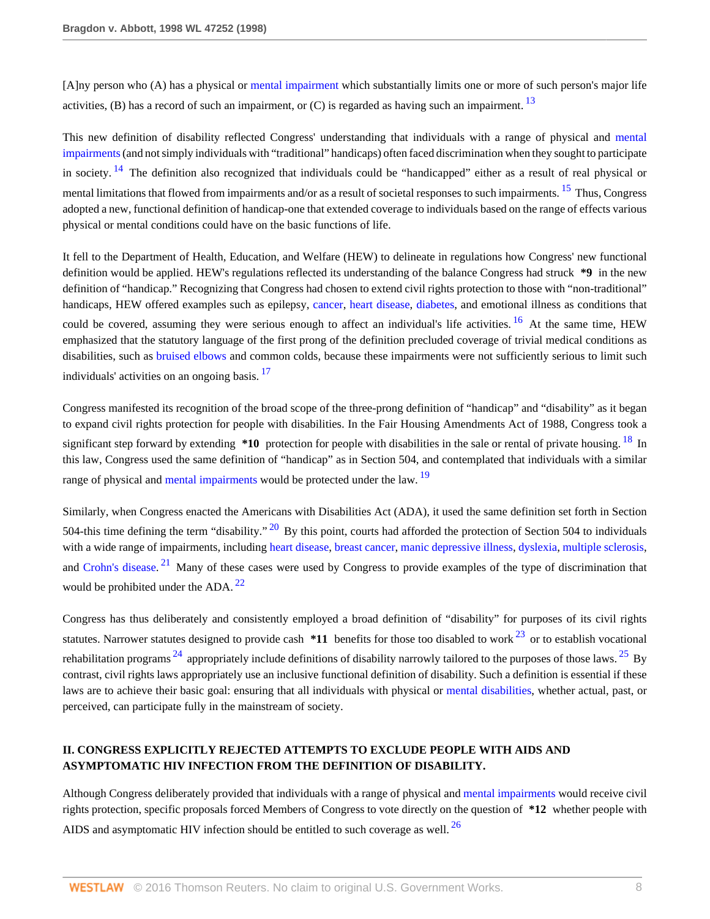[A]ny person who (A) has a physical or mental impairment which substantially limits one or more of such person's major life activities, (B) has a record of such an impairment, or (C) is regarded as having such an impairment. [13]

This new definition of disability reflected Congress' understanding that individuals with a range of physical and mental impairments (and not simply individuals with "traditional" handicaps) often faced discrimination when they sought to participate in society. [14] The definition also recognized that individuals could be "handicapped" either as a result of real physical or mental limitations that flowed from impairments and/or as a result of societal responses to such impairments. [15] Thus, Congress adopted a new, functional definition of handicap-one that extended coverage to individuals based on the range of effects various physical or mental conditions could have on the basic functions of life.

It fell to the Department of Health, Education, and Welfare (HEW) to delineate in regulations how Congress' new functional definition would be applied. HEW's regulations reflected its understanding of the balance Congress had struck **\*9** in the new definition of "handicap." Recognizing that Congress had chosen to extend civil rights protection to those with "non-traditional" handicaps, HEW offered examples such as epilepsy, cancer, heart disease, diabetes, and emotional illness as conditions that could be covered, assuming they were serious enough to affect an individual's life activities. [16] At the same time, HEW emphasized that the statutory language of the first prong of the definition precluded coverage of trivial medical conditions as disabilities, such as bruised elbows and common colds, because these impairments were not sufficiently serious to limit such individuals' activities on an ongoing basis. [17]

Congress manifested its recognition of the broad scope of the three-prong definition of "handicap" and "disability" as it began to expand civil rights protection for people with disabilities. In the Fair Housing Amendments Act of 1988, Congress took a significant step forward by extending **\*10** protection for people with disabilities in the sale or rental of private housing. [18] In this law, Congress used the same definition of "handicap" as in Section 504, and contemplated that individuals with a similar range of physical and mental impairments would be protected under the law. [19]

Similarly, when Congress enacted the Americans with Disabilities Act (ADA), it used the same definition set forth in Section 504-this time defining the term "disability." [20] By this point, courts had afforded the protection of Section 504 to individuals with a wide range of impairments, including heart disease, breast cancer, manic depressive illness, dyslexia, multiple sclerosis, and Crohn's disease. [21] Many of these cases were used by Congress to provide examples of the type of discrimination that would be prohibited under the ADA. [22]

Congress has thus deliberately and consistently employed a broad definition of "disability" for purposes of its civil rights statutes. Narrower statutes designed to provide cash **\*11** benefits for those too disabled to work [23] or to establish vocational rehabilitation programs [24] appropriately include definitions of disability narrowly tailored to the purposes of those laws. [25] By contrast, civil rights laws appropriately use an inclusive functional definition of disability. Such a definition is essential if these laws are to achieve their basic goal: ensuring that all individuals with physical or mental disabilities, whether actual, past, or perceived, can participate fully in the mainstream of society.

## II. CONGRESS EXPLICITLY REJECTED ATTEMPTS TO EXCLUDE PEOPLE WITH AIDS AND ASYMPTOMATIC HIV INFECTION FROM THE DEFINITION OF DISABILITY.

Although Congress deliberately provided that individuals with a range of physical and mental impairments would receive civil rights protection, specific proposals forced Members of Congress to vote directly on the question of **\*12** whether people with AIDS and asymptomatic HIV infection should be entitled to such coverage as well. [26]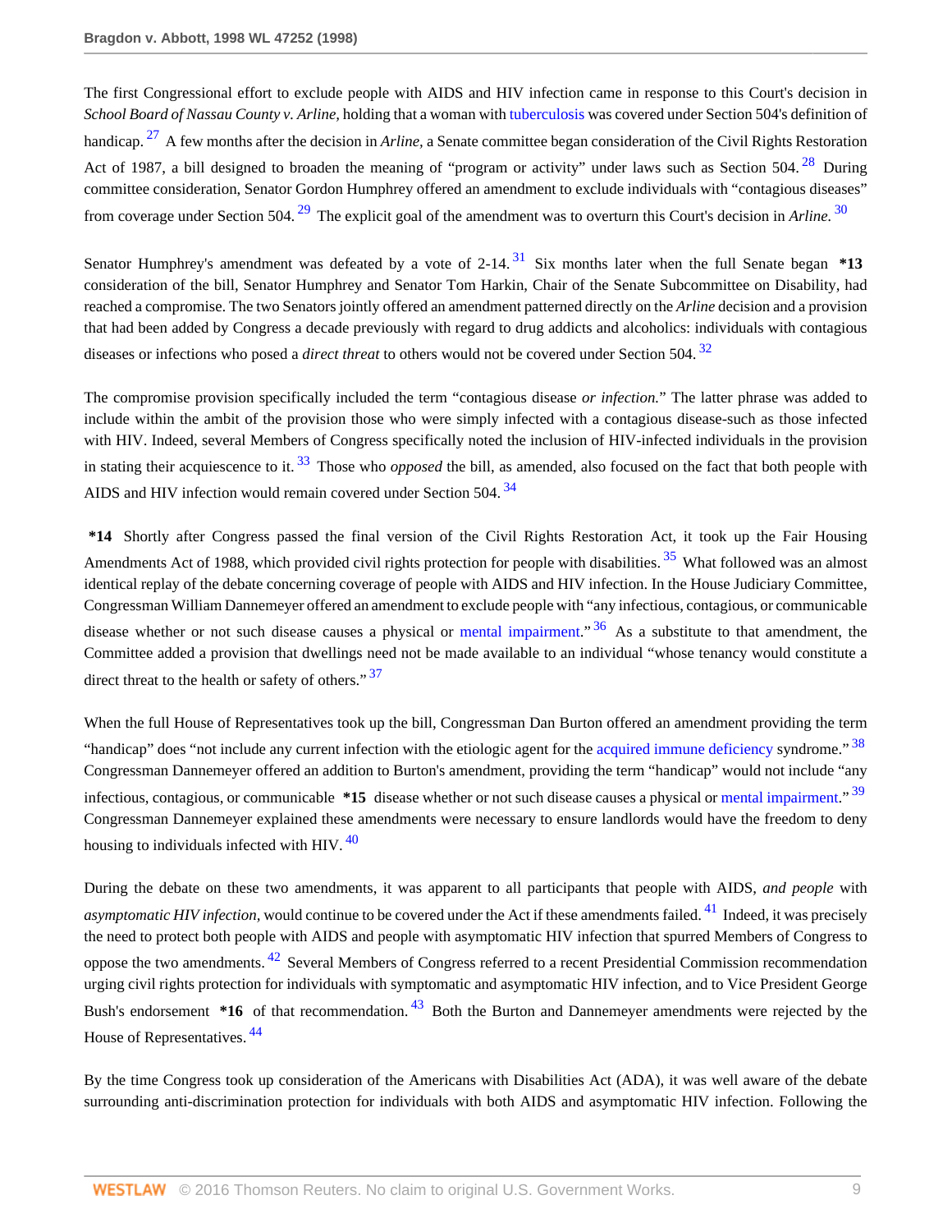The first Congressional effort to exclude people with AIDS and HIV infection came in response to this Court's decision in *School Board of Nassau County v. Arline*, holding that a woman with tuberculosis was covered under Section 504's definition of handicap.[27] A few months after the decision in *Arline*, a Senate committee began consideration of the Civil Rights Restoration Act of 1987, a bill designed to broaden the meaning of "program or activity" under laws such as Section 504.[28] During committee consideration, Senator Gordon Humphrey offered an amendment to exclude individuals with "contagious diseases" from coverage under Section 504.[29] The explicit goal of the amendment was to overturn this Court's decision in *Arline*.[30]

Senator Humphrey's amendment was defeated by a vote of 2-14.[31] Six months later when the full Senate began **\*13** consideration of the bill, Senator Humphrey and Senator Tom Harkin, Chair of the Senate Subcommittee on Disability, had reached a compromise. The two Senators jointly offered an amendment patterned directly on the *Arline* decision and a provision that had been added by Congress a decade previously with regard to drug addicts and alcoholics: individuals with contagious diseases or infections who posed a *direct threat* to others would not be covered under Section 504.[32]

The compromise provision specifically included the term "contagious disease *or infection*." The latter phrase was added to include within the ambit of the provision those who were simply infected with a contagious disease-such as those infected with HIV. Indeed, several Members of Congress specifically noted the inclusion of HIV-infected individuals in the provision in stating their acquiescence to it.[33] Those who *opposed* the bill, as amended, also focused on the fact that both people with AIDS and HIV infection would remain covered under Section 504.[34]

**\*14** Shortly after Congress passed the final version of the Civil Rights Restoration Act, it took up the Fair Housing Amendments Act of 1988, which provided civil rights protection for people with disabilities.[35] What followed was an almost identical replay of the debate concerning coverage of people with AIDS and HIV infection. In the House Judiciary Committee, Congressman William Dannemeyer offered an amendment to exclude people with "any infectious, contagious, or communicable disease whether or not such disease causes a physical or mental impairment."[36] As a substitute to that amendment, the Committee added a provision that dwellings need not be made available to an individual "whose tenancy would constitute a direct threat to the health or safety of others."[37]

When the full House of Representatives took up the bill, Congressman Dan Burton offered an amendment providing the term "handicap" does "not include any current infection with the etiologic agent for the acquired immune deficiency syndrome."[38] Congressman Dannemeyer offered an addition to Burton's amendment, providing the term "handicap" would not include "any infectious, contagious, or communicable **\*15** disease whether or not such disease causes a physical or mental impairment."[39] Congressman Dannemeyer explained these amendments were necessary to ensure landlords would have the freedom to deny housing to individuals infected with HIV.[40]

During the debate on these two amendments, it was apparent to all participants that people with AIDS, *and people* with *asymptomatic HIV infection*, would continue to be covered under the Act if these amendments failed.[41] Indeed, it was precisely the need to protect both people with AIDS and people with asymptomatic HIV infection that spurred Members of Congress to oppose the two amendments.[42] Several Members of Congress referred to a recent Presidential Commission recommendation urging civil rights protection for individuals with symptomatic and asymptomatic HIV infection, and to Vice President George Bush's endorsement **\*16** of that recommendation.[43] Both the Burton and Dannemeyer amendments were rejected by the House of Representatives.[44]

By the time Congress took up consideration of the Americans with Disabilities Act (ADA), it was well aware of the debate surrounding anti-discrimination protection for individuals with both AIDS and asymptomatic HIV infection. Following the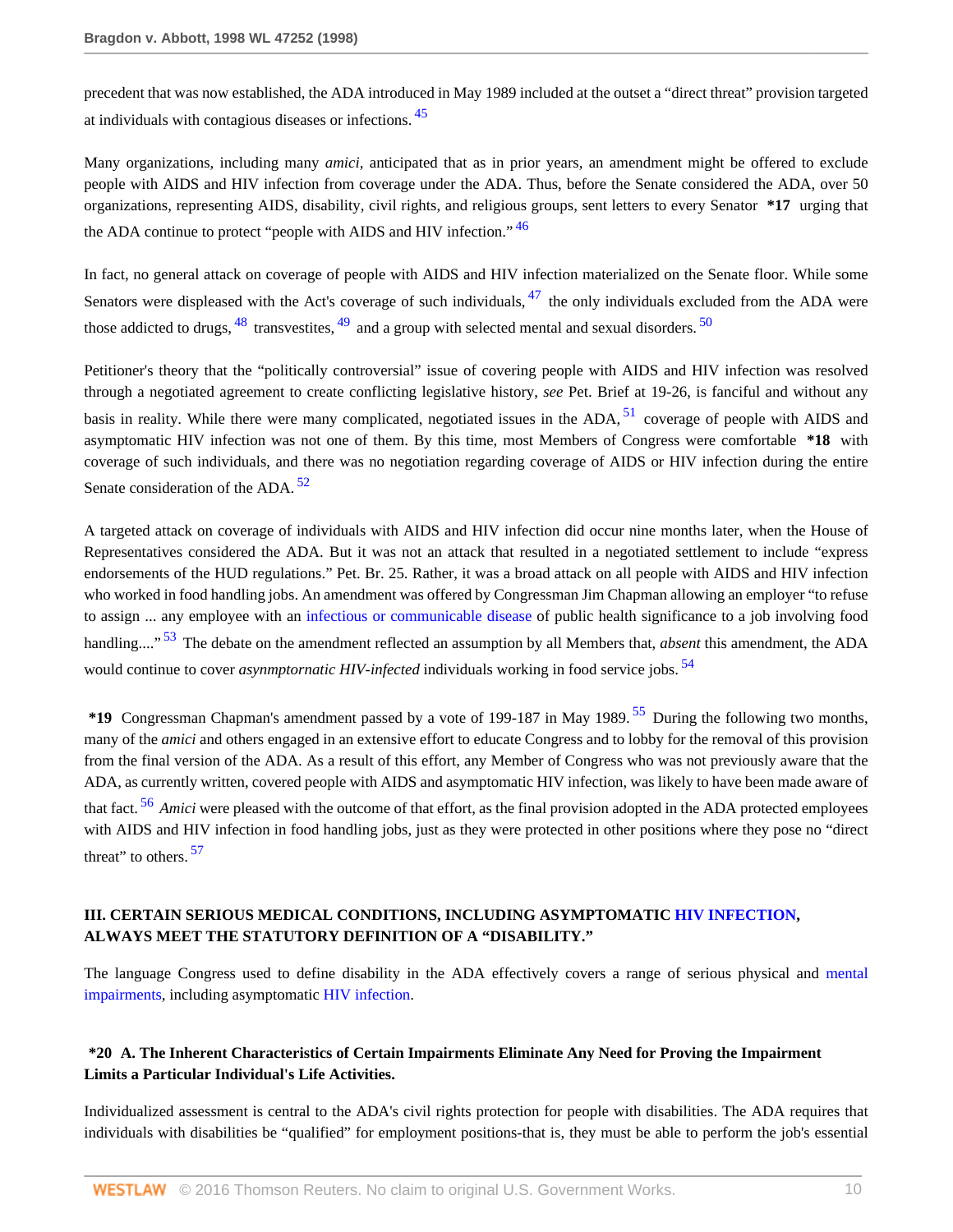precedent that was now established, the ADA introduced in May 1989 included at the outset a "direct threat" provision targeted at individuals with contagious diseases or infections. [45]

Many organizations, including many *amici,* anticipated that as in prior years, an amendment might be offered to exclude people with AIDS and HIV infection from coverage under the ADA. Thus, before the Senate considered the ADA, over 50 organizations, representing AIDS, disability, civil rights, and religious groups, sent letters to every Senator **\*17** urging that the ADA continue to protect "people with AIDS and HIV infection." [46]

In fact, no general attack on coverage of people with AIDS and HIV infection materialized on the Senate floor. While some Senators were displeased with the Act's coverage of such individuals, [47] the only individuals excluded from the ADA were those addicted to drugs, [48] transvestites, [49] and a group with selected mental and sexual disorders. [50]

Petitioner's theory that the "politically controversial" issue of covering people with AIDS and HIV infection was resolved through a negotiated agreement to create conflicting legislative history, *see* Pet. Brief at 19-26, is fanciful and without any basis in reality. While there were many complicated, negotiated issues in the ADA, [51] coverage of people with AIDS and asymptomatic HIV infection was not one of them. By this time, most Members of Congress were comfortable **\*18** with coverage of such individuals, and there was no negotiation regarding coverage of AIDS or HIV infection during the entire Senate consideration of the ADA. [52]

A targeted attack on coverage of individuals with AIDS and HIV infection did occur nine months later, when the House of Representatives considered the ADA. But it was not an attack that resulted in a negotiated settlement to include "express endorsements of the HUD regulations." Pet. Br. 25. Rather, it was a broad attack on all people with AIDS and HIV infection who worked in food handling jobs. An amendment was offered by Congressman Jim Chapman allowing an employer "to refuse to assign ... any employee with an infectious or communicable disease of public health significance to a job involving food handling...." [53] The debate on the amendment reflected an assumption by all Members that, *absent* this amendment, the ADA would continue to cover *asynmptornatic HIV-infected* individuals working in food service jobs. [54]

**\*19** Congressman Chapman's amendment passed by a vote of 199-187 in May 1989. [55] During the following two months, many of the *amici* and others engaged in an extensive effort to educate Congress and to lobby for the removal of this provision from the final version of the ADA. As a result of this effort, any Member of Congress who was not previously aware that the ADA, as currently written, covered people with AIDS and asymptomatic HIV infection, was likely to have been made aware of that fact. [56] *Amici* were pleased with the outcome of that effort, as the final provision adopted in the ADA protected employees with AIDS and HIV infection in food handling jobs, just as they were protected in other positions where they pose no "direct threat" to others. [57]

### III. CERTAIN SERIOUS MEDICAL CONDITIONS, INCLUDING ASYMPTOMATIC HIV INFECTION, ALWAYS MEET THE STATUTORY DEFINITION OF A "DISABILITY."

The language Congress used to define disability in the ADA effectively covers a range of serious physical and mental impairments, including asymptomatic HIV infection.

#### \*20 A. The Inherent Characteristics of Certain Impairments Eliminate Any Need for Proving the Impairment Limits a Particular Individual's Life Activities.

Individualized assessment is central to the ADA's civil rights protection for people with disabilities. The ADA requires that individuals with disabilities be "qualified" for employment positions-that is, they must be able to perform the job's essential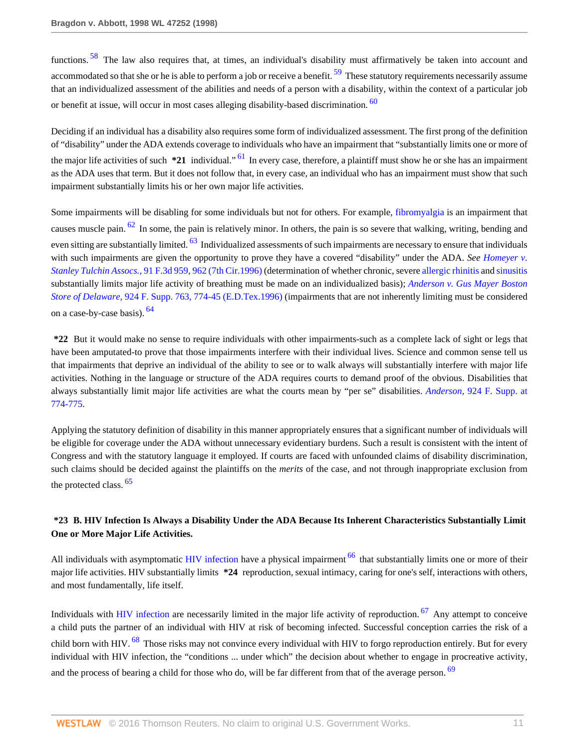functions.[58] The law also requires that, at times, an individual's disability must affirmatively be taken into account and accommodated so that she or he is able to perform a job or receive a benefit.[59] These statutory requirements necessarily assume that an individualized assessment of the abilities and needs of a person with a disability, within the context of a particular job or benefit at issue, will occur in most cases alleging disability-based discrimination.[60]

Deciding if an individual has a disability also requires some form of individualized assessment. The first prong of the definition of "disability" under the ADA extends coverage to individuals who have an impairment that "substantially limits one or more of the major life activities of such **\*21** individual."[61] In every case, therefore, a plaintiff must show he or she has an impairment as the ADA uses that term. But it does not follow that, in every case, an individual who has an impairment must show that such impairment substantially limits his or her own major life activities.

Some impairments will be disabling for some individuals but not for others. For example, fibromyalgia is an impairment that causes muscle pain.[62] In some, the pain is relatively minor. In others, the pain is so severe that walking, writing, bending and even sitting are substantially limited.[63] Individualized assessments of such impairments are necessary to ensure that individuals with such impairments are given the opportunity to prove they have a covered "disability" under the ADA. *See* *Homeyer v. Stanley Tulchin Assocs.,* 91 F.3d 959, 962 (7th Cir.1996) (determination of whether chronic, severe allergic rhinitis and sinusitis substantially limits major life activity of breathing must be made on an individualized basis); *Anderson v. Gus Mayer Boston Store of Delaware,* 924 F. Supp. 763, 774-45 (E.D.Tex.1996) (impairments that are not inherently limiting must be considered on a case-by-case basis).[64]

**\*22** But it would make no sense to require individuals with other impairments-such as a complete lack of sight or legs that have been amputated-to prove that those impairments interfere with their individual lives. Science and common sense tell us that impairments that deprive an individual of the ability to see or to walk always will substantially interfere with major life activities. Nothing in the language or structure of the ADA requires courts to demand proof of the obvious. Disabilities that always substantially limit major life activities are what the courts mean by "per se" disabilities. *Anderson,* 924 F. Supp. at 774-775.

Applying the statutory definition of disability in this manner appropriately ensures that a significant number of individuals will be eligible for coverage under the ADA without unnecessary evidentiary burdens. Such a result is consistent with the intent of Congress and with the statutory language it employed. If courts are faced with unfounded claims of disability discrimination, such claims should be decided against the plaintiffs on the *merits* of the case, and not through inappropriate exclusion from the protected class.[65]

**\*23 B. HIV Infection Is Always a Disability Under the ADA Because Its Inherent Characteristics Substantially Limit One or More Major Life Activities.**

All individuals with asymptomatic HIV infection have a physical impairment[66] that substantially limits one or more of their major life activities. HIV substantially limits **\*24** reproduction, sexual intimacy, caring for one's self, interactions with others, and most fundamentally, life itself.

Individuals with HIV infection are necessarily limited in the major life activity of reproduction.[67] Any attempt to conceive a child puts the partner of an individual with HIV at risk of becoming infected. Successful conception carries the risk of a child born with HIV.[68] Those risks may not convince every individual with HIV to forgo reproduction entirely. But for every individual with HIV infection, the "conditions ... under which" the decision about whether to engage in procreative activity, and the process of bearing a child for those who do, will be far different from that of the average person.[69]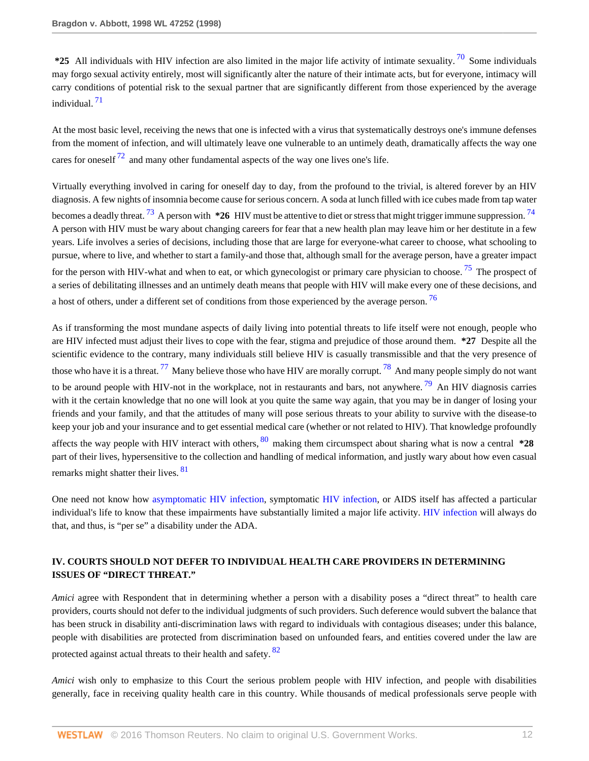**\*25** All individuals with HIV infection are also limited in the major life activity of intimate sexuality.[70] Some individuals may forgo sexual activity entirely, most will significantly alter the nature of their intimate acts, but for everyone, intimacy will carry conditions of potential risk to the sexual partner that are significantly different from those experienced by the average individual.[71]

At the most basic level, receiving the news that one is infected with a virus that systematically destroys one's immune defenses from the moment of infection, and will ultimately leave one vulnerable to an untimely death, dramatically affects the way one cares for oneself[72] and many other fundamental aspects of the way one lives one's life.

Virtually everything involved in caring for oneself day to day, from the profound to the trivial, is altered forever by an HIV diagnosis. A few nights of insomnia become cause for serious concern. A soda at lunch filled with ice cubes made from tap water becomes a deadly threat.[73] A person with **\*26** HIV must be attentive to diet or stress that might trigger immune suppression.[74] A person with HIV must be wary about changing careers for fear that a new health plan may leave him or her destitute in a few years. Life involves a series of decisions, including those that are large for everyone-what career to choose, what schooling to pursue, where to live, and whether to start a family-and those that, although small for the average person, have a greater impact for the person with HIV-what and when to eat, or which gynecologist or primary care physician to choose.[75] The prospect of a series of debilitating illnesses and an untimely death means that people with HIV will make every one of these decisions, and a host of others, under a different set of conditions from those experienced by the average person.[76]

As if transforming the most mundane aspects of daily living into potential threats to life itself were not enough, people who are HIV infected must adjust their lives to cope with the fear, stigma and prejudice of those around them. **\*27** Despite all the scientific evidence to the contrary, many individuals still believe HIV is casually transmissible and that the very presence of those who have it is a threat.[77] Many believe those who have HIV are morally corrupt.[78] And many people simply do not want to be around people with HIV-not in the workplace, not in restaurants and bars, not anywhere.[79] An HIV diagnosis carries with it the certain knowledge that no one will look at you quite the same way again, that you may be in danger of losing your friends and your family, and that the attitudes of many will pose serious threats to your ability to survive with the disease-to keep your job and your insurance and to get essential medical care (whether or not related to HIV). That knowledge profoundly affects the way people with HIV interact with others,[80] making them circumspect about sharing what is now a central **\*28** part of their lives, hypersensitive to the collection and handling of medical information, and justly wary about how even casual remarks might shatter their lives.[81]

One need not know how asymptomatic HIV infection, symptomatic HIV infection, or AIDS itself has affected a particular individual's life to know that these impairments have substantially limited a major life activity. HIV infection will always do that, and thus, is "per se" a disability under the ADA.

## IV. COURTS SHOULD NOT DEFER TO INDIVIDUAL HEALTH CARE PROVIDERS IN DETERMINING ISSUES OF "DIRECT THREAT."

*Amici* agree with Respondent that in determining whether a person with a disability poses a "direct threat" to health care providers, courts should not defer to the individual judgments of such providers. Such deference would subvert the balance that has been struck in disability anti-discrimination laws with regard to individuals with contagious diseases; under this balance, people with disabilities are protected from discrimination based on unfounded fears, and entities covered under the law are protected against actual threats to their health and safety.[82]

*Amici* wish only to emphasize to this Court the serious problem people with HIV infection, and people with disabilities generally, face in receiving quality health care in this country. While thousands of medical professionals serve people with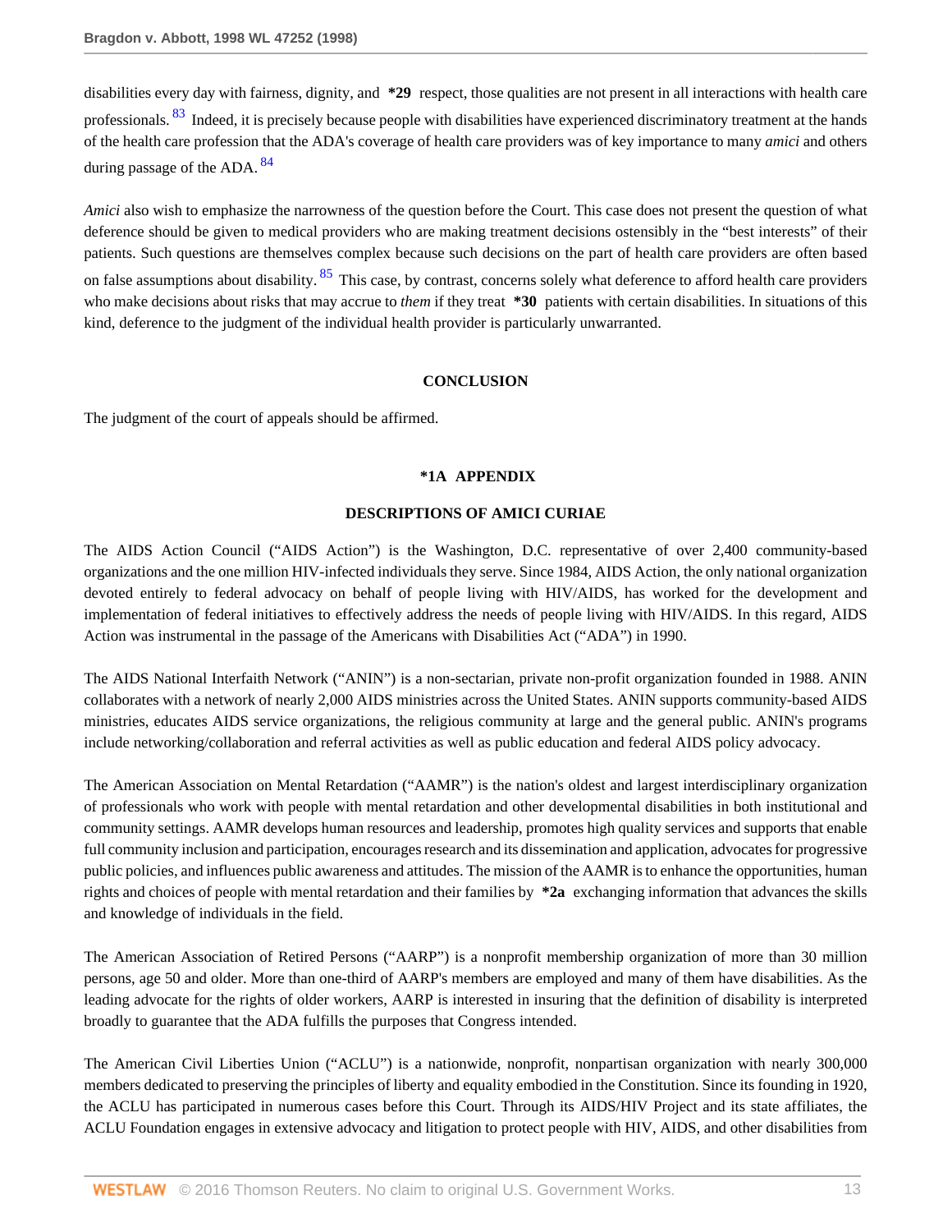disabilities every day with fairness, dignity, and **\*29** respect, those qualities are not present in all interactions with health care professionals.[83] Indeed, it is precisely because people with disabilities have experienced discriminatory treatment at the hands of the health care profession that the ADA's coverage of health care providers was of key importance to many *amici* and others during passage of the ADA.[84]

*Amici* also wish to emphasize the narrowness of the question before the Court. This case does not present the question of what deference should be given to medical providers who are making treatment decisions ostensibly in the "best interests" of their patients. Such questions are themselves complex because such decisions on the part of health care providers are often based on false assumptions about disability.[85] This case, by contrast, concerns solely what deference to afford health care providers who make decisions about risks that may accrue to *them* if they treat **\*30** patients with certain disabilities. In situations of this kind, deference to the judgment of the individual health provider is particularly unwarranted.

## CONCLUSION

The judgment of the court of appeals should be affirmed.

## *1A APPENDIX

### DESCRIPTIONS OF AMICI CURIAE

The AIDS Action Council ("AIDS Action") is the Washington, D.C. representative of over 2,400 community-based organizations and the one million HIV-infected individuals they serve. Since 1984, AIDS Action, the only national organization devoted entirely to federal advocacy on behalf of people living with HIV/AIDS, has worked for the development and implementation of federal initiatives to effectively address the needs of people living with HIV/AIDS. In this regard, AIDS Action was instrumental in the passage of the Americans with Disabilities Act ("ADA") in 1990.

The AIDS National Interfaith Network ("ANIN") is a non-sectarian, private non-profit organization founded in 1988. ANIN collaborates with a network of nearly 2,000 AIDS ministries across the United States. ANIN supports community-based AIDS ministries, educates AIDS service organizations, the religious community at large and the general public. ANIN's programs include networking/collaboration and referral activities as well as public education and federal AIDS policy advocacy.

The American Association on Mental Retardation ("AAMR") is the nation's oldest and largest interdisciplinary organization of professionals who work with people with mental retardation and other developmental disabilities in both institutional and community settings. AAMR develops human resources and leadership, promotes high quality services and supports that enable full community inclusion and participation, encourages research and its dissemination and application, advocates for progressive public policies, and influences public awareness and attitudes. The mission of the AAMR is to enhance the opportunities, human rights and choices of people with mental retardation and their families by **\*2a** exchanging information that advances the skills and knowledge of individuals in the field.

The American Association of Retired Persons ("AARP") is a nonprofit membership organization of more than 30 million persons, age 50 and older. More than one-third of AARP's members are employed and many of them have disabilities. As the leading advocate for the rights of older workers, AARP is interested in insuring that the definition of disability is interpreted broadly to guarantee that the ADA fulfills the purposes that Congress intended.

The American Civil Liberties Union ("ACLU") is a nationwide, nonprofit, nonpartisan organization with nearly 300,000 members dedicated to preserving the principles of liberty and equality embodied in the Constitution. Since its founding in 1920, the ACLU has participated in numerous cases before this Court. Through its AIDS/HIV Project and its state affiliates, the ACLU Foundation engages in extensive advocacy and litigation to protect people with HIV, AIDS, and other disabilities from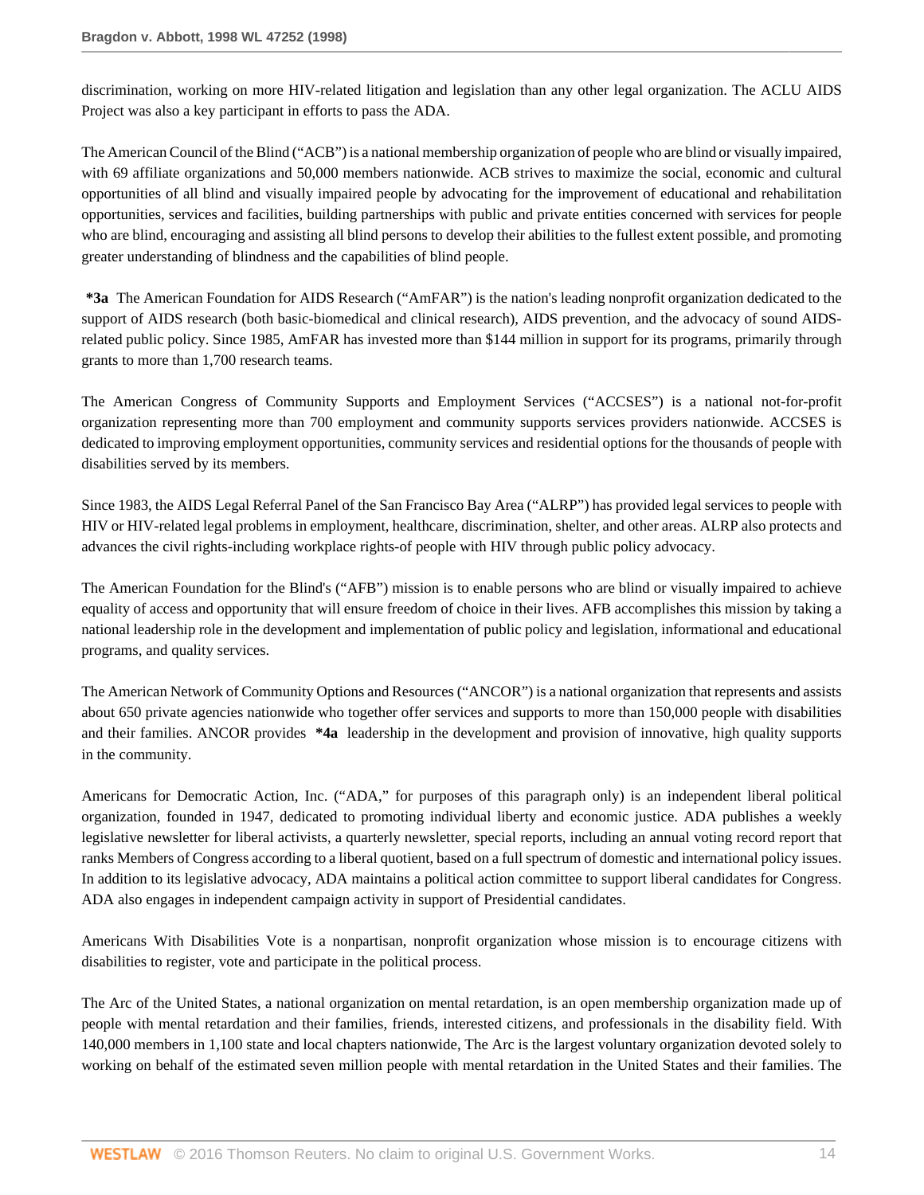discrimination, working on more HIV-related litigation and legislation than any other legal organization. The ACLU AIDS Project was also a key participant in efforts to pass the ADA.

The American Council of the Blind ("ACB") is a national membership organization of people who are blind or visually impaired, with 69 affiliate organizations and 50,000 members nationwide. ACB strives to maximize the social, economic and cultural opportunities of all blind and visually impaired people by advocating for the improvement of educational and rehabilitation opportunities, services and facilities, building partnerships with public and private entities concerned with services for people who are blind, encouraging and assisting all blind persons to develop their abilities to the fullest extent possible, and promoting greater understanding of blindness and the capabilities of blind people.

**\*3a** The American Foundation for AIDS Research ("AmFAR") is the nation's leading nonprofit organization dedicated to the support of AIDS research (both basic-biomedical and clinical research), AIDS prevention, and the advocacy of sound AIDS-related public policy. Since 1985, AmFAR has invested more than $144 million in support for its programs, primarily through grants to more than 1,700 research teams.

The American Congress of Community Supports and Employment Services ("ACCSES") is a national not-for-profit organization representing more than 700 employment and community supports services providers nationwide. ACCSES is dedicated to improving employment opportunities, community services and residential options for the thousands of people with disabilities served by its members.

Since 1983, the AIDS Legal Referral Panel of the San Francisco Bay Area ("ALRP") has provided legal services to people with HIV or HIV-related legal problems in employment, healthcare, discrimination, shelter, and other areas. ALRP also protects and advances the civil rights-including workplace rights-of people with HIV through public policy advocacy.

The American Foundation for the Blind's ("AFB") mission is to enable persons who are blind or visually impaired to achieve equality of access and opportunity that will ensure freedom of choice in their lives. AFB accomplishes this mission by taking a national leadership role in the development and implementation of public policy and legislation, informational and educational programs, and quality services.

The American Network of Community Options and Resources ("ANCOR") is a national organization that represents and assists about 650 private agencies nationwide who together offer services and supports to more than 150,000 people with disabilities and their families. ANCOR provides **\*4a** leadership in the development and provision of innovative, high quality supports in the community.

Americans for Democratic Action, Inc. ("ADA," for purposes of this paragraph only) is an independent liberal political organization, founded in 1947, dedicated to promoting individual liberty and economic justice. ADA publishes a weekly legislative newsletter for liberal activists, a quarterly newsletter, special reports, including an annual voting record report that ranks Members of Congress according to a liberal quotient, based on a full spectrum of domestic and international policy issues. In addition to its legislative advocacy, ADA maintains a political action committee to support liberal candidates for Congress. ADA also engages in independent campaign activity in support of Presidential candidates.

Americans With Disabilities Vote is a nonpartisan, nonprofit organization whose mission is to encourage citizens with disabilities to register, vote and participate in the political process.

The Arc of the United States, a national organization on mental retardation, is an open membership organization made up of people with mental retardation and their families, friends, interested citizens, and professionals in the disability field. With 140,000 members in 1,100 state and local chapters nationwide, The Arc is the largest voluntary organization devoted solely to working on behalf of the estimated seven million people with mental retardation in the United States and their families. The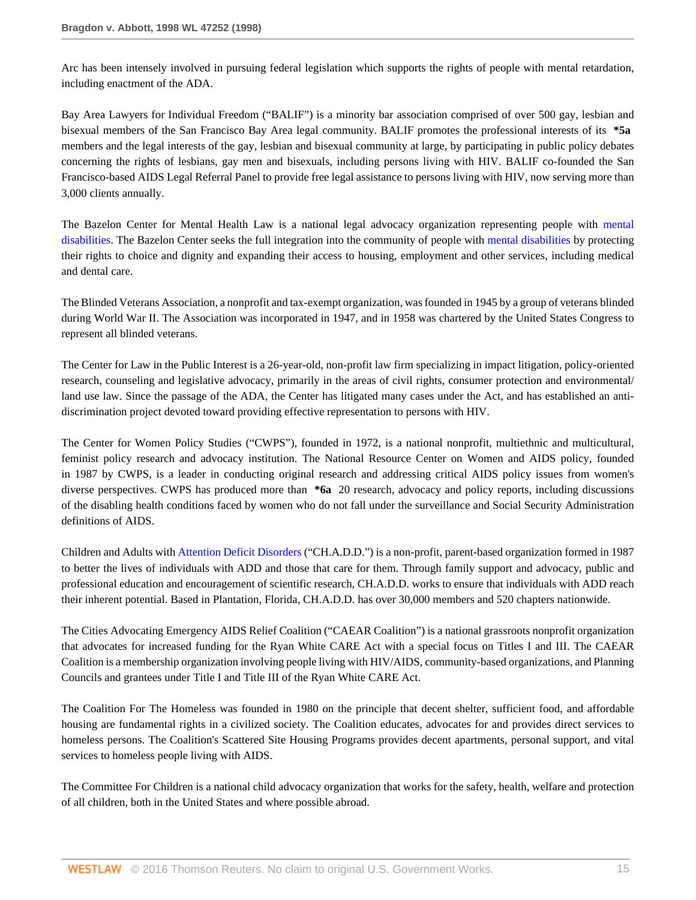Arc has been intensely involved in pursuing federal legislation which supports the rights of people with mental retardation, including enactment of the ADA.

Bay Area Lawyers for Individual Freedom ("BALIF") is a minority bar association comprised of over 500 gay, lesbian and bisexual members of the San Francisco Bay Area legal community. BALIF promotes the professional interests of its **\*5a** members and the legal interests of the gay, lesbian and bisexual community at large, by participating in public policy debates concerning the rights of lesbians, gay men and bisexuals, including persons living with HIV. BALIF co-founded the San Francisco-based AIDS Legal Referral Panel to provide free legal assistance to persons living with HIV, now serving more than 3,000 clients annually.

The Bazelon Center for Mental Health Law is a national legal advocacy organization representing people with mental disabilities. The Bazelon Center seeks the full integration into the community of people with mental disabilities by protecting their rights to choice and dignity and expanding their access to housing, employment and other services, including medical and dental care.

The Blinded Veterans Association, a nonprofit and tax-exempt organization, was founded in 1945 by a group of veterans blinded during World War II. The Association was incorporated in 1947, and in 1958 was chartered by the United States Congress to represent all blinded veterans.

The Center for Law in the Public Interest is a 26-year-old, non-profit law firm specializing in impact litigation, policy-oriented research, counseling and legislative advocacy, primarily in the areas of civil rights, consumer protection and environmental/land use law. Since the passage of the ADA, the Center has litigated many cases under the Act, and has established an anti-discrimination project devoted toward providing effective representation to persons with HIV.

The Center for Women Policy Studies ("CWPS"), founded in 1972, is a national nonprofit, multiethnic and multicultural, feminist policy research and advocacy institution. The National Resource Center on Women and AIDS policy, founded in 1987 by CWPS, is a leader in conducting original research and addressing critical AIDS policy issues from women's diverse perspectives. CWPS has produced more than **\*6a** 20 research, advocacy and policy reports, including discussions of the disabling health conditions faced by women who do not fall under the surveillance and Social Security Administration definitions of AIDS.

Children and Adults with Attention Deficit Disorders ("CH.A.D.D.") is a non-profit, parent-based organization formed in 1987 to better the lives of individuals with ADD and those that care for them. Through family support and advocacy, public and professional education and encouragement of scientific research, CH.A.D.D. works to ensure that individuals with ADD reach their inherent potential. Based in Plantation, Florida, CH.A.D.D. has over 30,000 members and 520 chapters nationwide.

The Cities Advocating Emergency AIDS Relief Coalition ("CAEAR Coalition") is a national grassroots nonprofit organization that advocates for increased funding for the Ryan White CARE Act with a special focus on Titles I and III. The CAEAR Coalition is a membership organization involving people living with HIV/AIDS, community-based organizations, and Planning Councils and grantees under Title I and Title III of the Ryan White CARE Act.

The Coalition For The Homeless was founded in 1980 on the principle that decent shelter, sufficient food, and affordable housing are fundamental rights in a civilized society. The Coalition educates, advocates for and provides direct services to homeless persons. The Coalition's Scattered Site Housing Programs provides decent apartments, personal support, and vital services to homeless people living with AIDS.

The Committee For Children is a national child advocacy organization that works for the safety, health, welfare and protection of all children, both in the United States and where possible abroad.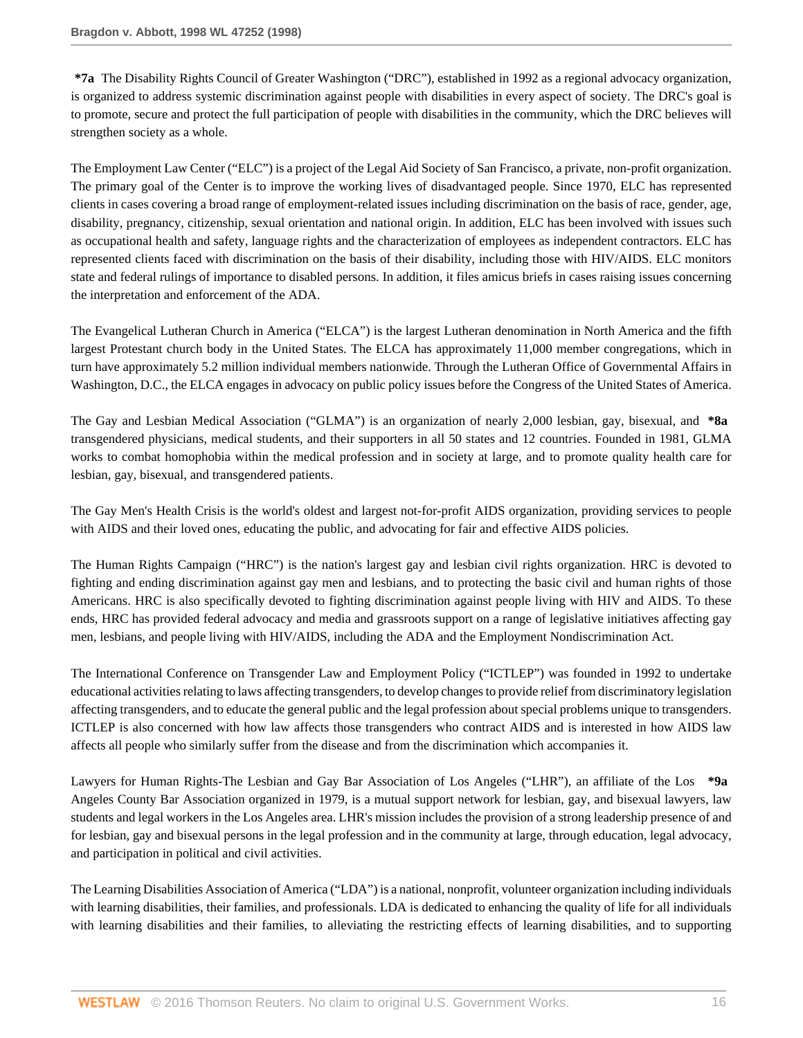**\*7a** The Disability Rights Council of Greater Washington ("DRC"), established in 1992 as a regional advocacy organization, is organized to address systemic discrimination against people with disabilities in every aspect of society. The DRC's goal is to promote, secure and protect the full participation of people with disabilities in the community, which the DRC believes will strengthen society as a whole.

The Employment Law Center ("ELC") is a project of the Legal Aid Society of San Francisco, a private, non-profit organization. The primary goal of the Center is to improve the working lives of disadvantaged people. Since 1970, ELC has represented clients in cases covering a broad range of employment-related issues including discrimination on the basis of race, gender, age, disability, pregnancy, citizenship, sexual orientation and national origin. In addition, ELC has been involved with issues such as occupational health and safety, language rights and the characterization of employees as independent contractors. ELC has represented clients faced with discrimination on the basis of their disability, including those with HIV/AIDS. ELC monitors state and federal rulings of importance to disabled persons. In addition, it files amicus briefs in cases raising issues concerning the interpretation and enforcement of the ADA.

The Evangelical Lutheran Church in America ("ELCA") is the largest Lutheran denomination in North America and the fifth largest Protestant church body in the United States. The ELCA has approximately 11,000 member congregations, which in turn have approximately 5.2 million individual members nationwide. Through the Lutheran Office of Governmental Affairs in Washington, D.C., the ELCA engages in advocacy on public policy issues before the Congress of the United States of America.

The Gay and Lesbian Medical Association ("GLMA") is an organization of nearly 2,000 lesbian, gay, bisexual, and **\*8a** transgendered physicians, medical students, and their supporters in all 50 states and 12 countries. Founded in 1981, GLMA works to combat homophobia within the medical profession and in society at large, and to promote quality health care for lesbian, gay, bisexual, and transgendered patients.

The Gay Men's Health Crisis is the world's oldest and largest not-for-profit AIDS organization, providing services to people with AIDS and their loved ones, educating the public, and advocating for fair and effective AIDS policies.

The Human Rights Campaign ("HRC") is the nation's largest gay and lesbian civil rights organization. HRC is devoted to fighting and ending discrimination against gay men and lesbians, and to protecting the basic civil and human rights of those Americans. HRC is also specifically devoted to fighting discrimination against people living with HIV and AIDS. To these ends, HRC has provided federal advocacy and media and grassroots support on a range of legislative initiatives affecting gay men, lesbians, and people living with HIV/AIDS, including the ADA and the Employment Nondiscrimination Act.

The International Conference on Transgender Law and Employment Policy ("ICTLEP") was founded in 1992 to undertake educational activities relating to laws affecting transgenders, to develop changes to provide relief from discriminatory legislation affecting transgenders, and to educate the general public and the legal profession about special problems unique to transgenders. ICTLEP is also concerned with how law affects those transgenders who contract AIDS and is interested in how AIDS law affects all people who similarly suffer from the disease and from the discrimination which accompanies it.

Lawyers for Human Rights-The Lesbian and Gay Bar Association of Los Angeles ("LHR"), an affiliate of the Los **\*9a** Angeles County Bar Association organized in 1979, is a mutual support network for lesbian, gay, and bisexual lawyers, law students and legal workers in the Los Angeles area. LHR's mission includes the provision of a strong leadership presence of and for lesbian, gay and bisexual persons in the legal profession and in the community at large, through education, legal advocacy, and participation in political and civil activities.

The Learning Disabilities Association of America ("LDA") is a national, nonprofit, volunteer organization including individuals with learning disabilities, their families, and professionals. LDA is dedicated to enhancing the quality of life for all individuals with learning disabilities and their families, to alleviating the restricting effects of learning disabilities, and to supporting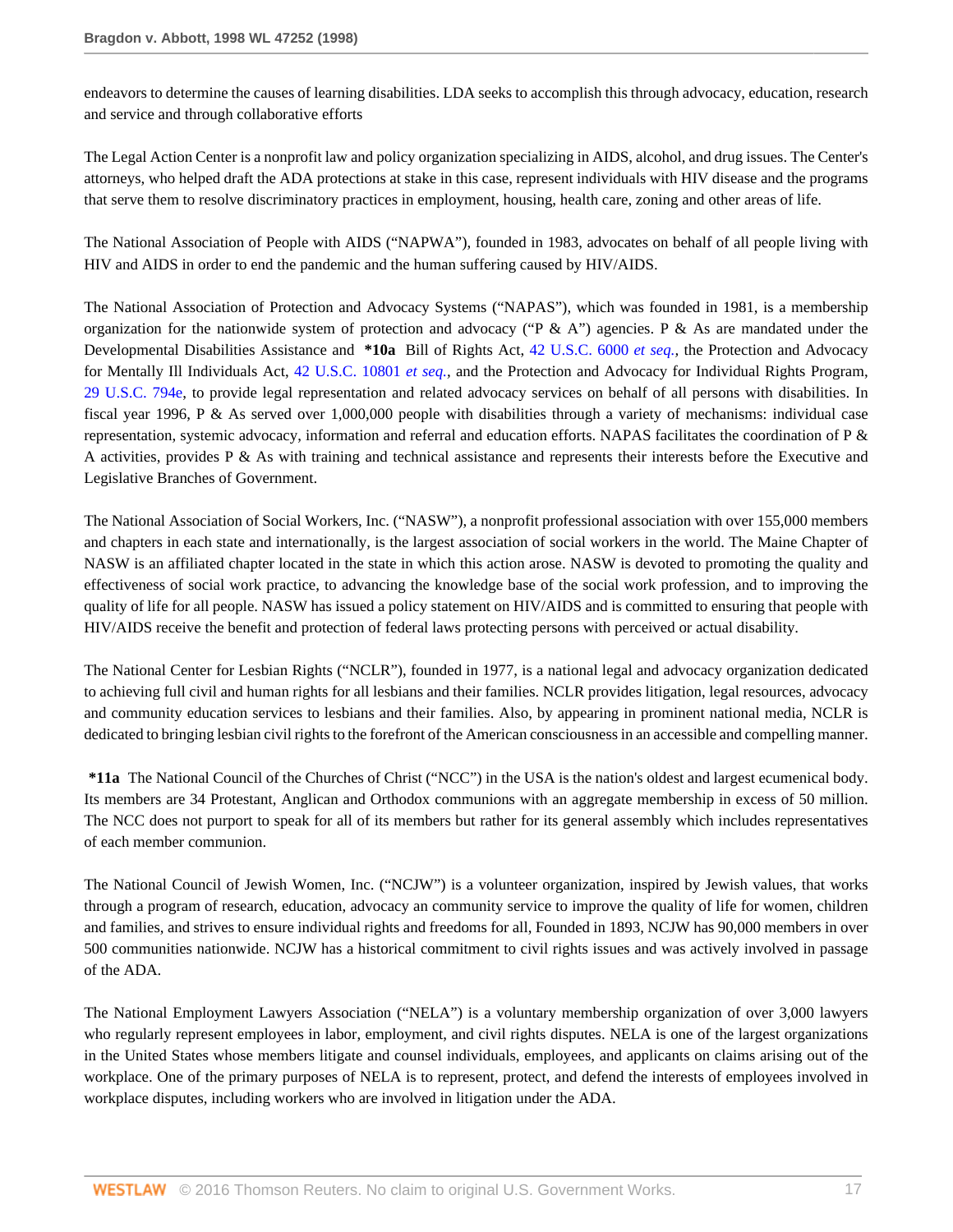endeavors to determine the causes of learning disabilities. LDA seeks to accomplish this through advocacy, education, research and service and through collaborative efforts

The Legal Action Center is a nonprofit law and policy organization specializing in AIDS, alcohol, and drug issues. The Center's attorneys, who helped draft the ADA protections at stake in this case, represent individuals with HIV disease and the programs that serve them to resolve discriminatory practices in employment, housing, health care, zoning and other areas of life.

The National Association of People with AIDS ("NAPWA"), founded in 1983, advocates on behalf of all people living with HIV and AIDS in order to end the pandemic and the human suffering caused by HIV/AIDS.

The National Association of Protection and Advocacy Systems ("NAPAS"), which was founded in 1981, is a membership organization for the nationwide system of protection and advocacy ("P & A") agencies. P & As are mandated under the Developmental Disabilities Assistance and **\*10a** Bill of Rights Act, 42 U.S.C. 6000 *et seq.*, the Protection and Advocacy for Mentally Ill Individuals Act, 42 U.S.C. 10801 *et seq.*, and the Protection and Advocacy for Individual Rights Program, 29 U.S.C. 794e, to provide legal representation and related advocacy services on behalf of all persons with disabilities. In fiscal year 1996, P & As served over 1,000,000 people with disabilities through a variety of mechanisms: individual case representation, systemic advocacy, information and referral and education efforts. NAPAS facilitates the coordination of P & A activities, provides P & As with training and technical assistance and represents their interests before the Executive and Legislative Branches of Government.

The National Association of Social Workers, Inc. ("NASW"), a nonprofit professional association with over 155,000 members and chapters in each state and internationally, is the largest association of social workers in the world. The Maine Chapter of NASW is an affiliated chapter located in the state in which this action arose. NASW is devoted to promoting the quality and effectiveness of social work practice, to advancing the knowledge base of the social work profession, and to improving the quality of life for all people. NASW has issued a policy statement on HIV/AIDS and is committed to ensuring that people with HIV/AIDS receive the benefit and protection of federal laws protecting persons with perceived or actual disability.

The National Center for Lesbian Rights ("NCLR"), founded in 1977, is a national legal and advocacy organization dedicated to achieving full civil and human rights for all lesbians and their families. NCLR provides litigation, legal resources, advocacy and community education services to lesbians and their families. Also, by appearing in prominent national media, NCLR is dedicated to bringing lesbian civil rights to the forefront of the American consciousness in an accessible and compelling manner.

**\*11a** The National Council of the Churches of Christ ("NCC") in the USA is the nation's oldest and largest ecumenical body. Its members are 34 Protestant, Anglican and Orthodox communions with an aggregate membership in excess of 50 million. The NCC does not purport to speak for all of its members but rather for its general assembly which includes representatives of each member communion.

The National Council of Jewish Women, Inc. ("NCJW") is a volunteer organization, inspired by Jewish values, that works through a program of research, education, advocacy an community service to improve the quality of life for women, children and families, and strives to ensure individual rights and freedoms for all, Founded in 1893, NCJW has 90,000 members in over 500 communities nationwide. NCJW has a historical commitment to civil rights issues and was actively involved in passage of the ADA.

The National Employment Lawyers Association ("NELA") is a voluntary membership organization of over 3,000 lawyers who regularly represent employees in labor, employment, and civil rights disputes. NELA is one of the largest organizations in the United States whose members litigate and counsel individuals, employees, and applicants on claims arising out of the workplace. One of the primary purposes of NELA is to represent, protect, and defend the interests of employees involved in workplace disputes, including workers who are involved in litigation under the ADA.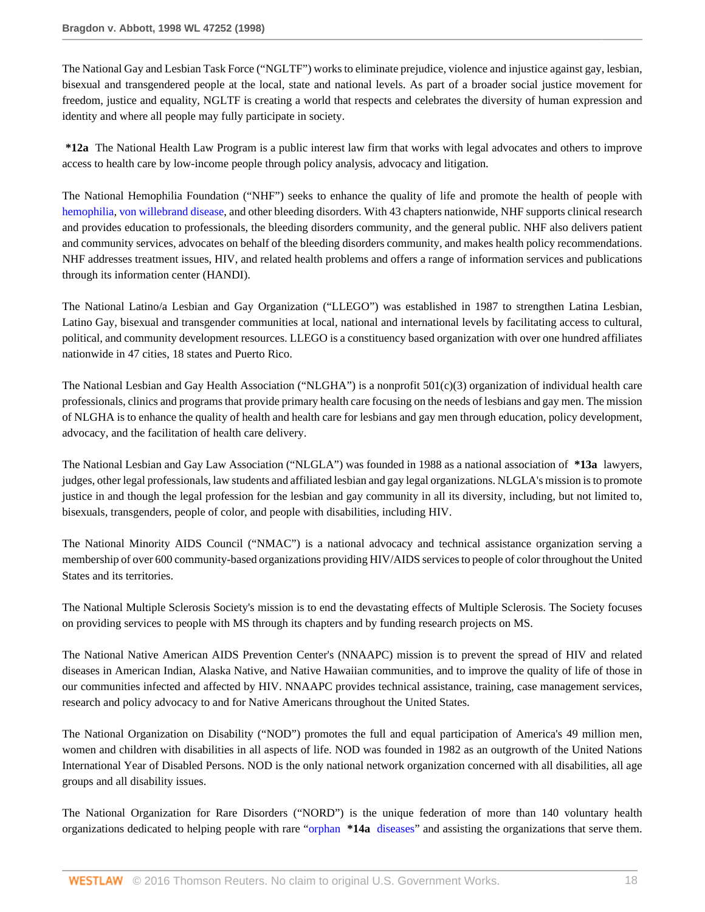The National Gay and Lesbian Task Force ("NGLTF") works to eliminate prejudice, violence and injustice against gay, lesbian, bisexual and transgendered people at the local, state and national levels. As part of a broader social justice movement for freedom, justice and equality, NGLTF is creating a world that respects and celebrates the diversity of human expression and identity and where all people may fully participate in society.

**\*12a** The National Health Law Program is a public interest law firm that works with legal advocates and others to improve access to health care by low-income people through policy analysis, advocacy and litigation.

The National Hemophilia Foundation ("NHF") seeks to enhance the quality of life and promote the health of people with hemophilia, von willebrand disease, and other bleeding disorders. With 43 chapters nationwide, NHF supports clinical research and provides education to professionals, the bleeding disorders community, and the general public. NHF also delivers patient and community services, advocates on behalf of the bleeding disorders community, and makes health policy recommendations. NHF addresses treatment issues, HIV, and related health problems and offers a range of information services and publications through its information center (HANDI).

The National Latino/a Lesbian and Gay Organization ("LLEGO") was established in 1987 to strengthen Latina Lesbian, Latino Gay, bisexual and transgender communities at local, national and international levels by facilitating access to cultural, political, and community development resources. LLEGO is a constituency based organization with over one hundred affiliates nationwide in 47 cities, 18 states and Puerto Rico.

The National Lesbian and Gay Health Association ("NLGHA") is a nonprofit 501(c)(3) organization of individual health care professionals, clinics and programs that provide primary health care focusing on the needs of lesbians and gay men. The mission of NLGHA is to enhance the quality of health and health care for lesbians and gay men through education, policy development, advocacy, and the facilitation of health care delivery.

The National Lesbian and Gay Law Association ("NLGLA") was founded in 1988 as a national association of **\*13a** lawyers, judges, other legal professionals, law students and affiliated lesbian and gay legal organizations. NLGLA's mission is to promote justice in and though the legal profession for the lesbian and gay community in all its diversity, including, but not limited to, bisexuals, transgenders, people of color, and people with disabilities, including HIV.

The National Minority AIDS Council ("NMAC") is a national advocacy and technical assistance organization serving a membership of over 600 community-based organizations providing HIV/AIDS services to people of color throughout the United States and its territories.

The National Multiple Sclerosis Society's mission is to end the devastating effects of Multiple Sclerosis. The Society focuses on providing services to people with MS through its chapters and by funding research projects on MS.

The National Native American AIDS Prevention Center's (NNAAPC) mission is to prevent the spread of HIV and related diseases in American Indian, Alaska Native, and Native Hawaiian communities, and to improve the quality of life of those in our communities infected and affected by HIV. NNAAPC provides technical assistance, training, case management services, research and policy advocacy to and for Native Americans throughout the United States.

The National Organization on Disability ("NOD") promotes the full and equal participation of America's 49 million men, women and children with disabilities in all aspects of life. NOD was founded in 1982 as an outgrowth of the United Nations International Year of Disabled Persons. NOD is the only national network organization concerned with all disabilities, all age groups and all disability issues.

The National Organization for Rare Disorders ("NORD") is the unique federation of more than 140 voluntary health organizations dedicated to helping people with rare "orphan **\*14a** diseases" and assisting the organizations that serve them.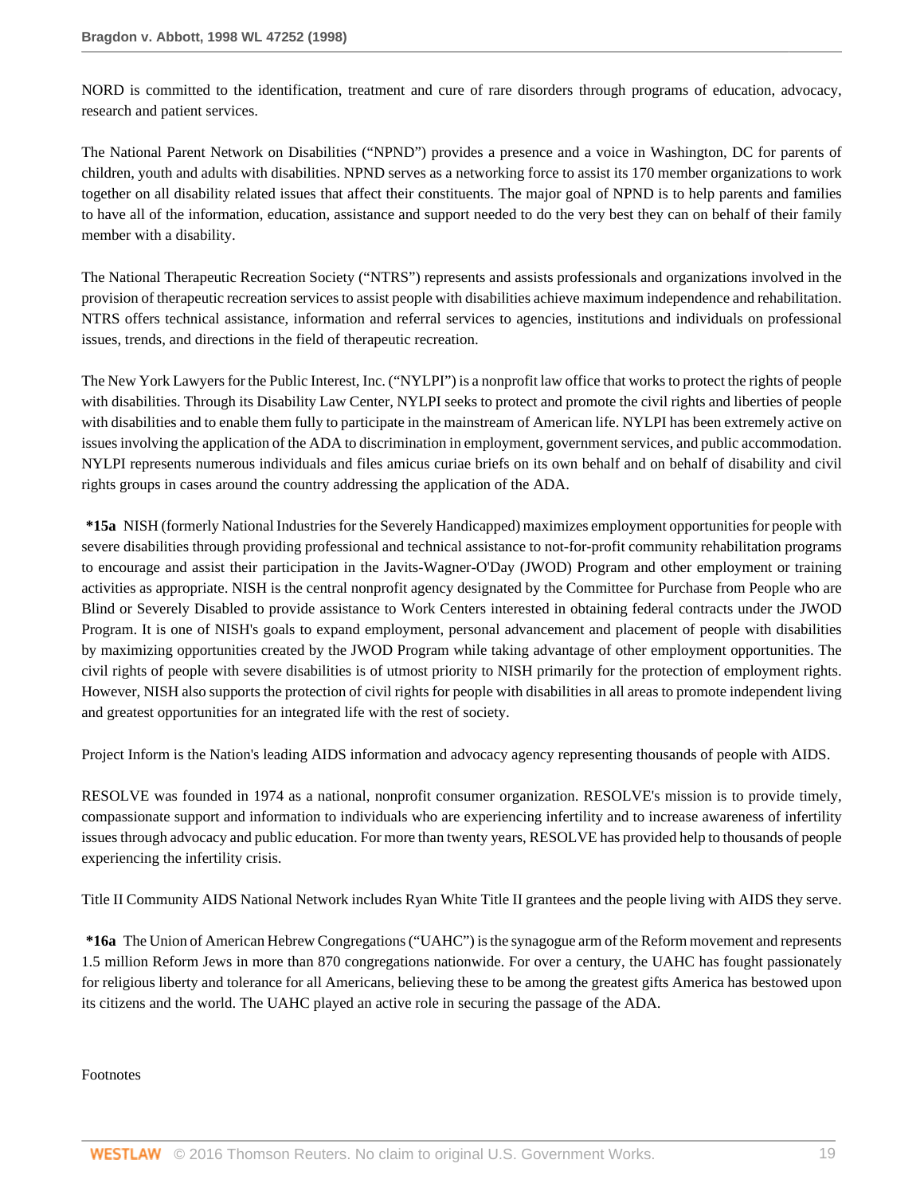NORD is committed to the identification, treatment and cure of rare disorders through programs of education, advocacy, research and patient services.

The National Parent Network on Disabilities ("NPND") provides a presence and a voice in Washington, DC for parents of children, youth and adults with disabilities. NPND serves as a networking force to assist its 170 member organizations to work together on all disability related issues that affect their constituents. The major goal of NPND is to help parents and families to have all of the information, education, assistance and support needed to do the very best they can on behalf of their family member with a disability.

The National Therapeutic Recreation Society ("NTRS") represents and assists professionals and organizations involved in the provision of therapeutic recreation services to assist people with disabilities achieve maximum independence and rehabilitation. NTRS offers technical assistance, information and referral services to agencies, institutions and individuals on professional issues, trends, and directions in the field of therapeutic recreation.

The New York Lawyers for the Public Interest, Inc. ("NYLPI") is a nonprofit law office that works to protect the rights of people with disabilities. Through its Disability Law Center, NYLPI seeks to protect and promote the civil rights and liberties of people with disabilities and to enable them fully to participate in the mainstream of American life. NYLPI has been extremely active on issues involving the application of the ADA to discrimination in employment, government services, and public accommodation. NYLPI represents numerous individuals and files amicus curiae briefs on its own behalf and on behalf of disability and civil rights groups in cases around the country addressing the application of the ADA.

**\*15a** NISH (formerly National Industries for the Severely Handicapped) maximizes employment opportunities for people with severe disabilities through providing professional and technical assistance to not-for-profit community rehabilitation programs to encourage and assist their participation in the Javits-Wagner-O'Day (JWOD) Program and other employment or training activities as appropriate. NISH is the central nonprofit agency designated by the Committee for Purchase from People who are Blind or Severely Disabled to provide assistance to Work Centers interested in obtaining federal contracts under the JWOD Program. It is one of NISH's goals to expand employment, personal advancement and placement of people with disabilities by maximizing opportunities created by the JWOD Program while taking advantage of other employment opportunities. The civil rights of people with severe disabilities is of utmost priority to NISH primarily for the protection of employment rights. However, NISH also supports the protection of civil rights for people with disabilities in all areas to promote independent living and greatest opportunities for an integrated life with the rest of society.

Project Inform is the Nation's leading AIDS information and advocacy agency representing thousands of people with AIDS.

RESOLVE was founded in 1974 as a national, nonprofit consumer organization. RESOLVE's mission is to provide timely, compassionate support and information to individuals who are experiencing infertility and to increase awareness of infertility issues through advocacy and public education. For more than twenty years, RESOLVE has provided help to thousands of people experiencing the infertility crisis.

Title II Community AIDS National Network includes Ryan White Title II grantees and the people living with AIDS they serve.

**\*16a** The Union of American Hebrew Congregations ("UAHC") is the synagogue arm of the Reform movement and represents 1.5 million Reform Jews in more than 870 congregations nationwide. For over a century, the UAHC has fought passionately for religious liberty and tolerance for all Americans, believing these to be among the greatest gifts America has bestowed upon its citizens and the world. The UAHC played an active role in securing the passage of the ADA.

Footnotes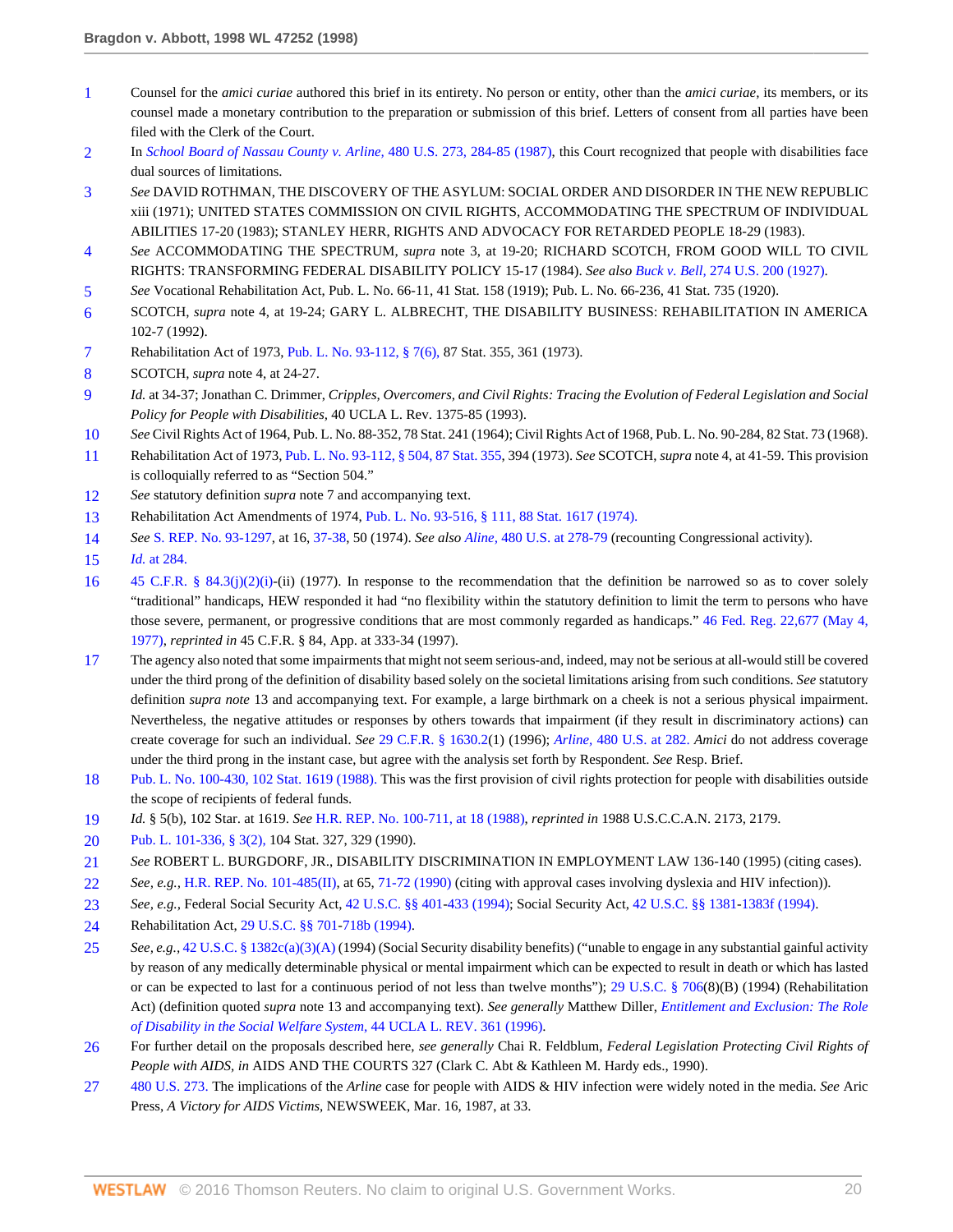1 Counsel for the *amici curiae* authored this brief in its entirety. No person or entity, other than the *amici curiae,* its members, or its counsel made a monetary contribution to the preparation or submission of this brief. Letters of consent from all parties have been filed with the Clerk of the Court.

2 In *School Board of Nassau County v. Arline,* 480 U.S. 273, 284-85 (1987), this Court recognized that people with disabilities face dual sources of limitations.

3 *See* DAVID ROTHMAN, THE DISCOVERY OF THE ASYLUM: SOCIAL ORDER AND DISORDER IN THE NEW REPUBLIC xiii (1971); UNITED STATES COMMISSION ON CIVIL RIGHTS, ACCOMMODATING THE SPECTRUM OF INDIVIDUAL ABILITIES 17-20 (1983); STANLEY HERR, RIGHTS AND ADVOCACY FOR RETARDED PEOPLE 18-29 (1983).

4 *See* ACCOMMODATING THE SPECTRUM, *supra* note 3, at 19-20; RICHARD SCOTCH, FROM GOOD WILL TO CIVIL RIGHTS: TRANSFORMING FEDERAL DISABILITY POLICY 15-17 (1984). *See also Buck v. Bell,* 274 U.S. 200 (1927).

5 *See* Vocational Rehabilitation Act, Pub. L. No. 66-11, 41 Stat. 158 (1919); Pub. L. No. 66-236, 41 Stat. 735 (1920).

6 SCOTCH, *supra* note 4, at 19-24; GARY L. ALBRECHT, THE DISABILITY BUSINESS: REHABILITATION IN AMERICA 102-7 (1992).

7 Rehabilitation Act of 1973, Pub. L. No. 93-112, § 7(6), 87 Stat. 355, 361 (1973).

8 SCOTCH, *supra* note 4, at 24-27.

9 *Id.* at 34-37; Jonathan C. Drimmer, *Cripples, Overcomers, and Civil Rights: Tracing the Evolution of Federal Legislation and Social Policy for People with Disabilities,* 40 UCLA L. Rev. 1375-85 (1993).

10 *See* Civil Rights Act of 1964, Pub. L. No. 88-352, 78 Stat. 241 (1964); Civil Rights Act of 1968, Pub. L. No. 90-284, 82 Stat. 73 (1968).

11 Rehabilitation Act of 1973, Pub. L. No. 93-112, § 504, 87 Stat. 355, 394 (1973). *See* SCOTCH, *supra* note 4, at 41-59. This provision is colloquially referred to as "Section 504."

12 *See* statutory definition *supra* note 7 and accompanying text.

13 Rehabilitation Act Amendments of 1974, Pub. L. No. 93-516, § 111, 88 Stat. 1617 (1974).

14 *See* S. REP. No. 93-1297, at 16, 37-38, 50 (1974). *See also Aline,* 480 U.S. at 278-79 (recounting Congressional activity).

15 *Id.* at 284.

16 45 C.F.R. § 84.3(j)(2)(i)-(ii) (1977). In response to the recommendation that the definition be narrowed so as to cover solely "traditional" handicaps, HEW responded it had "no flexibility within the statutory definition to limit the term to persons who have those severe, permanent, or progressive conditions that are most commonly regarded as handicaps." 46 Fed. Reg. 22,677 (May 4, 1977), *reprinted in* 45 C.F.R. § 84, App. at 333-34 (1997).

17 The agency also noted that some impairments that might not seem serious-and, indeed, may not be serious at all-would still be covered under the third prong of the definition of disability based solely on the societal limitations arising from such conditions. *See* statutory definition *supra note* 13 and accompanying text. For example, a large birthmark on a cheek is not a serious physical impairment. Nevertheless, the negative attitudes or responses by others towards that impairment (if they result in discriminatory actions) can create coverage for such an individual. *See* 29 C.F.R. § 1630.2(1) (1996); *Arline,* 480 U.S. at 282. *Amici* do not address coverage under the third prong in the instant case, but agree with the analysis set forth by Respondent. *See* Resp. Brief.

18 Pub. L. No. 100-430, 102 Stat. 1619 (1988). This was the first provision of civil rights protection for people with disabilities outside the scope of recipients of federal funds.

19 *Id.* § 5(b), 102 Star. at 1619. *See* H.R. REP. No. 100-711, at 18 (1988), *reprinted in* 1988 U.S.C.C.A.N. 2173, 2179.

20 Pub. L. 101-336, § 3(2), 104 Stat. 327, 329 (1990).

21 *See* ROBERT L. BURGDORF, JR., DISABILITY DISCRIMINATION IN EMPLOYMENT LAW 136-140 (1995) (citing cases).

22 *See, e.g.,* H.R. REP. No. 101-485(II), at 65, 71-72 (1990) (citing with approval cases involving dyslexia and HIV infection)).

23 *See, e.g.,* Federal Social Security Act, 42 U.S.C. §§ 401-433 (1994); Social Security Act, 42 U.S.C. §§ 1381-1383f (1994).

24 Rehabilitation Act, 29 U.S.C. §§ 701-718b (1994).

25 *See, e.g.,* 42 U.S.C. § 1382c(a)(3)(A) (1994) (Social Security disability benefits) ("unable to engage in any substantial gainful activity by reason of any medically determinable physical or mental impairment which can be expected to result in death or which has lasted or can be expected to last for a continuous period of not less than twelve months"); 29 U.S.C. § 706(8)(B) (1994) (Rehabilitation Act) (definition quoted *supra* note 13 and accompanying text). *See generally* Matthew Diller, *Entitlement and Exclusion: The Role of Disability in the Social Welfare System,* 44 UCLA L. REV. 361 (1996).

26 For further detail on the proposals described here, *see generally* Chai R. Feldblum, *Federal Legislation Protecting Civil Rights of People with AIDS, in* AIDS AND THE COURTS 327 (Clark C. Abt & Kathleen M. Hardy eds., 1990).

27 480 U.S. 273. The implications of the *Arline* case for people with AIDS & HIV infection were widely noted in the media. *See* Aric Press, *A Victory for AIDS Victims,* NEWSWEEK, Mar. 16, 1987, at 33.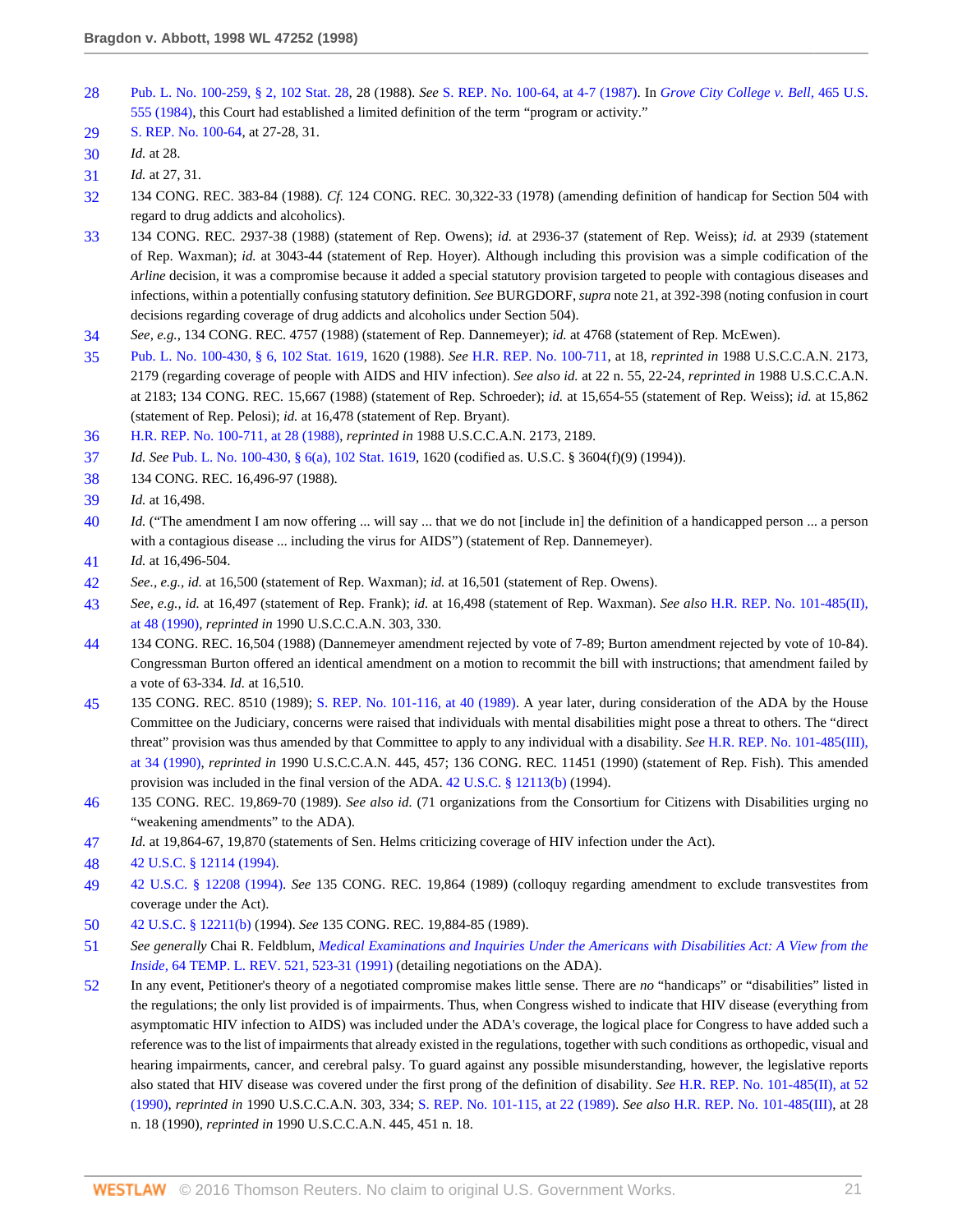28 Pub. L. No. 100-259, § 2, 102 Stat. 28, 28 (1988). *See* S. REP. No. 100-64, at 4-7 (1987). In *Grove City College v. Bell*, 465 U.S. 555 (1984), this Court had established a limited definition of the term "program or activity."

29 S. REP. No. 100-64, at 27-28, 31.

30 *Id.* at 28.

31 *Id.* at 27, 31.

32 134 CONG. REC. 383-84 (1988). *Cf.* 124 CONG. REC. 30,322-33 (1978) (amending definition of handicap for Section 504 with regard to drug addicts and alcoholics).

33 134 CONG. REC. 2937-38 (1988) (statement of Rep. Owens); *id.* at 2936-37 (statement of Rep. Weiss); *id.* at 2939 (statement of Rep. Waxman); *id.* at 3043-44 (statement of Rep. Hoyer). Although including this provision was a simple codification of the *Arline* decision, it was a compromise because it added a special statutory provision targeted to people with contagious diseases and infections, within a potentially confusing statutory definition. *See* BURGDORF, *supra* note 21, at 392-398 (noting confusion in court decisions regarding coverage of drug addicts and alcoholics under Section 504).

34 *See, e.g.,* 134 CONG. REC. 4757 (1988) (statement of Rep. Dannemeyer); *id.* at 4768 (statement of Rep. McEwen).

35 Pub. L. No. 100-430, § 6, 102 Stat. 1619, 1620 (1988). *See* H.R. REP. No. 100-711, at 18, *reprinted in* 1988 U.S.C.C.A.N. 2173, 2179 (regarding coverage of people with AIDS and HIV infection). *See also id.* at 22 n. 55, 22-24, *reprinted in* 1988 U.S.C.C.A.N. at 2183; 134 CONG. REC. 15,667 (1988) (statement of Rep. Schroeder); *id.* at 15,654-55 (statement of Rep. Weiss); *id.* at 15,862 (statement of Rep. Pelosi); *id.* at 16,478 (statement of Rep. Bryant).

36 H.R. REP. No. 100-711, at 28 (1988), *reprinted in* 1988 U.S.C.C.A.N. 2173, 2189.

37 *Id. See* Pub. L. No. 100-430, § 6(a), 102 Stat. 1619, 1620 (codified as. U.S.C. § 3604(f)(9) (1994)).

38 134 CONG. REC. 16,496-97 (1988).

39 *Id.* at 16,498.

40 *Id.* ("The amendment I am now offering ... will say ... that we do not [include in] the definition of a handicapped person ... a person with a contagious disease ... including the virus for AIDS") (statement of Rep. Dannemeyer).

41 *Id.* at 16,496-504.

42 *See., e.g., id.* at 16,500 (statement of Rep. Waxman); *id.* at 16,501 (statement of Rep. Owens).

43 *See, e.g., id.* at 16,497 (statement of Rep. Frank); *id.* at 16,498 (statement of Rep. Waxman). *See also* H.R. REP. No. 101-485(II), at 48 (1990), *reprinted in* 1990 U.S.C.C.A.N. 303, 330.

44 134 CONG. REC. 16,504 (1988) (Dannemeyer amendment rejected by vote of 7-89; Burton amendment rejected by vote of 10-84). Congressman Burton offered an identical amendment on a motion to recommit the bill with instructions; that amendment failed by a vote of 63-334. *Id.* at 16,510.

45 135 CONG. REC. 8510 (1989); S. REP. No. 101-116, at 40 (1989). A year later, during consideration of the ADA by the House Committee on the Judiciary, concerns were raised that individuals with mental disabilities might pose a threat to others. The "direct threat" provision was thus amended by that Committee to apply to any individual with a disability. *See* H.R. REP. No. 101-485(III), at 34 (1990), *reprinted in* 1990 U.S.C.C.A.N. 445, 457; 136 CONG. REC. 11451 (1990) (statement of Rep. Fish). This amended provision was included in the final version of the ADA. 42 U.S.C. § 12113(b) (1994).

46 135 CONG. REC. 19,869-70 (1989). *See also id.* (71 organizations from the Consortium for Citizens with Disabilities urging no "weakening amendments" to the ADA).

47 *Id.* at 19,864-67, 19,870 (statements of Sen. Helms criticizing coverage of HIV infection under the Act).

48 42 U.S.C. § 12114 (1994).

49 42 U.S.C. § 12208 (1994). *See* 135 CONG. REC. 19,864 (1989) (colloquy regarding amendment to exclude transvestites from coverage under the Act).

50 42 U.S.C. § 12211(b) (1994). *See* 135 CONG. REC. 19,884-85 (1989).

51 *See generally* Chai R. Feldblum, *Medical Examinations and Inquiries Under the Americans with Disabilities Act: A View from the Inside*, 64 TEMP. L. REV. 521, 523-31 (1991) (detailing negotiations on the ADA).

52 In any event, Petitioner's theory of a negotiated compromise makes little sense. There are *no* "handicaps" or "disabilities" listed in the regulations; the only list provided is of impairments. Thus, when Congress wished to indicate that HIV disease (everything from asymptomatic HIV infection to AIDS) was included under the ADA's coverage, the logical place for Congress to have added such a reference was to the list of impairments that already existed in the regulations, together with such conditions as orthopedic, visual and hearing impairments, cancer, and cerebral palsy. To guard against any possible misunderstanding, however, the legislative reports also stated that HIV disease was covered under the first prong of the definition of disability. *See* H.R. REP. No. 101-485(II), at 52 (1990), *reprinted in* 1990 U.S.C.C.A.N. 303, 334; S. REP. No. 101-115, at 22 (1989). *See also* H.R. REP. No. 101-485(III), at 28 n. 18 (1990), *reprinted in* 1990 U.S.C.C.A.N. 445, 451 n. 18.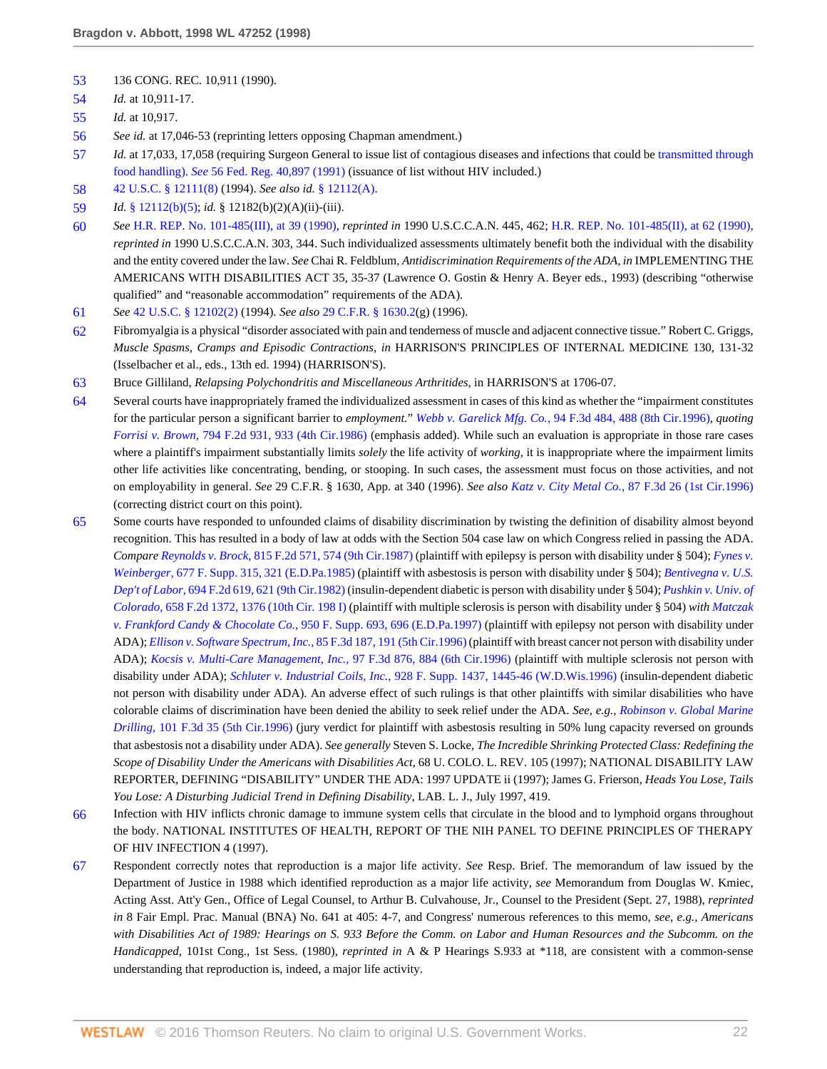53 136 CONG. REC. 10,911 (1990).

54 *Id.* at 10,911-17.

55 *Id.* at 10,917.

56 *See id.* at 17,046-53 (reprinting letters opposing Chapman amendment.)

57 *Id.* at 17,033, 17,058 (requiring Surgeon General to issue list of contagious diseases and infections that could be transmitted through food handling). *See* 56 Fed. Reg. 40,897 (1991) (issuance of list without HIV included.)

58 42 U.S.C. § 12111(8) (1994). *See also id.* § 12112(A).

59 *Id.* § 12112(b)(5); *id.* § 12182(b)(2)(A)(ii)-(iii).

60 *See* H.R. REP. No. 101-485(III), at 39 (1990), *reprinted in* 1990 U.S.C.C.A.N. 445, 462; H.R. REP. No. 101-485(II), at 62 (1990), *reprinted in* 1990 U.S.C.C.A.N. 303, 344. Such individualized assessments ultimately benefit both the individual with the disability and the entity covered under the law. *See* Chai R. Feldblum, *Antidiscrimination Requirements of the ADA, in* IMPLEMENTING THE AMERICANS WITH DISABILITIES ACT 35, 35-37 (Lawrence O. Gostin & Henry A. Beyer eds., 1993) (describing "otherwise qualified" and "reasonable accommodation" requirements of the ADA).

61 *See* 42 U.S.C. § 12102(2) (1994). *See also* 29 C.F.R. § 1630.2(g) (1996).

62 Fibromyalgia is a physical "disorder associated with pain and tenderness of muscle and adjacent connective tissue." Robert C. Griggs, *Muscle Spasms, Cramps and Episodic Contractions, in* HARRISON'S PRINCIPLES OF INTERNAL MEDICINE 130, 131-32 (Isselbacher et al., eds., 13th ed. 1994) (HARRISON'S).

63 Bruce Gilliland, *Relapsing Polychondritis and Miscellaneous Arthritides,* in HARRISON'S at 1706-07.

64 Several courts have inappropriately framed the individualized assessment in cases of this kind as whether the "impairment constitutes for the particular person a significant barrier to *employment.*" *Webb v. Garelick Mfg. Co.,* 94 F.3d 484, 488 (8th Cir.1996), *quoting Forrisi v. Brown,* 794 F.2d 931, 933 (4th Cir.1986) (emphasis added). While such an evaluation is appropriate in those rare cases where a plaintiff's impairment substantially limits *solely* the life activity of *working,* it is inappropriate where the impairment limits other life activities like concentrating, bending, or stooping. In such cases, the assessment must focus on those activities, and not on employability in general. *See* 29 C.F.R. § 1630, App. at 340 (1996). *See also Katz v. City Metal Co.,* 87 F.3d 26 (1st Cir.1996) (correcting district court on this point).

65 Some courts have responded to unfounded claims of disability discrimination by twisting the definition of disability almost beyond recognition. This has resulted in a body of law at odds with the Section 504 case law on which Congress relied in passing the ADA. *Compare Reynolds v. Brock,* 815 F.2d 571, 574 (9th Cir.1987) (plaintiff with epilepsy is person with disability under § 504); *Fynes v. Weinberger,* 677 F. Supp. 315, 321 (E.D.Pa.1985) (plaintiff with asbestosis is person with disability under § 504); *Bentivegna v. U.S. Dep't of Labor,* 694 F.2d 619, 621 (9th Cir.1982) (insulin-dependent diabetic is person with disability under § 504); *Pushkin v. Univ. of Colorado,* 658 F.2d 1372, 1376 (10th Cir. 198 I) (plaintiff with multiple sclerosis is person with disability under § 504) *with Matczak v. Frankford Candy & Chocolate Co.,* 950 F. Supp. 693, 696 (E.D.Pa.1997) (plaintiff with epilepsy not person with disability under ADA); *Ellison v. Software Spectrum, Inc.,* 85 F.3d 187, 191 (5th Cir.1996) (plaintiff with breast cancer not person with disability under ADA); *Kocsis v. Multi-Care Management, Inc.,* 97 F.3d 876, 884 (6th Cir.1996) (plaintiff with multiple sclerosis not person with disability under ADA); *Schluter v. Industrial Coils, Inc.,* 928 F. Supp. 1437, 1445-46 (W.D.Wis.1996) (insulin-dependent diabetic not person with disability under ADA). An adverse effect of such rulings is that other plaintiffs with similar disabilities who have colorable claims of discrimination have been denied the ability to seek relief under the ADA. *See, e.g., Robinson v. Global Marine Drilling,* 101 F.3d 35 (5th Cir.1996) (jury verdict for plaintiff with asbestosis resulting in 50% lung capacity reversed on grounds that asbestosis not a disability under ADA). *See generally* Steven S. Locke, *The Incredible Shrinking Protected Class: Redefining the Scope of Disability Under the Americans with Disabilities Act,* 68 U. COLO. L. REV. 105 (1997); NATIONAL DISABILITY LAW REPORTER, DEFINING "DISABILITY" UNDER THE ADA: 1997 UPDATE ii (1997); James G. Frierson, *Heads You Lose, Tails You Lose: A Disturbing Judicial Trend in Defining Disability,* LAB. L. J., July 1997, 419.

66 Infection with HIV inflicts chronic damage to immune system cells that circulate in the blood and to lymphoid organs throughout the body. NATIONAL INSTITUTES OF HEALTH, REPORT OF THE NIH PANEL TO DEFINE PRINCIPLES OF THERAPY OF HIV INFECTION 4 (1997).

67 Respondent correctly notes that reproduction is a major life activity. *See* Resp. Brief. The memorandum of law issued by the Department of Justice in 1988 which identified reproduction as a major life activity, *see* Memorandum from Douglas W. Kmiec, Acting Asst. Att'y Gen., Office of Legal Counsel, to Arthur B. Culvahouse, Jr., Counsel to the President (Sept. 27, 1988), *reprinted in* 8 Fair Empl. Prac. Manual (BNA) No. 641 at 405: 4-7, and Congress' numerous references to this memo, *see, e.g., Americans with Disabilities Act of 1989: Hearings on S. 933 Before the Comm. on Labor and Human Resources and the Subcomm. on the Handicapped,* 101st Cong., 1st Sess. (1980), *reprinted in* A & P Hearings S.933 at *118, are consistent with a common-sense understanding that reproduction is, indeed, a major life activity.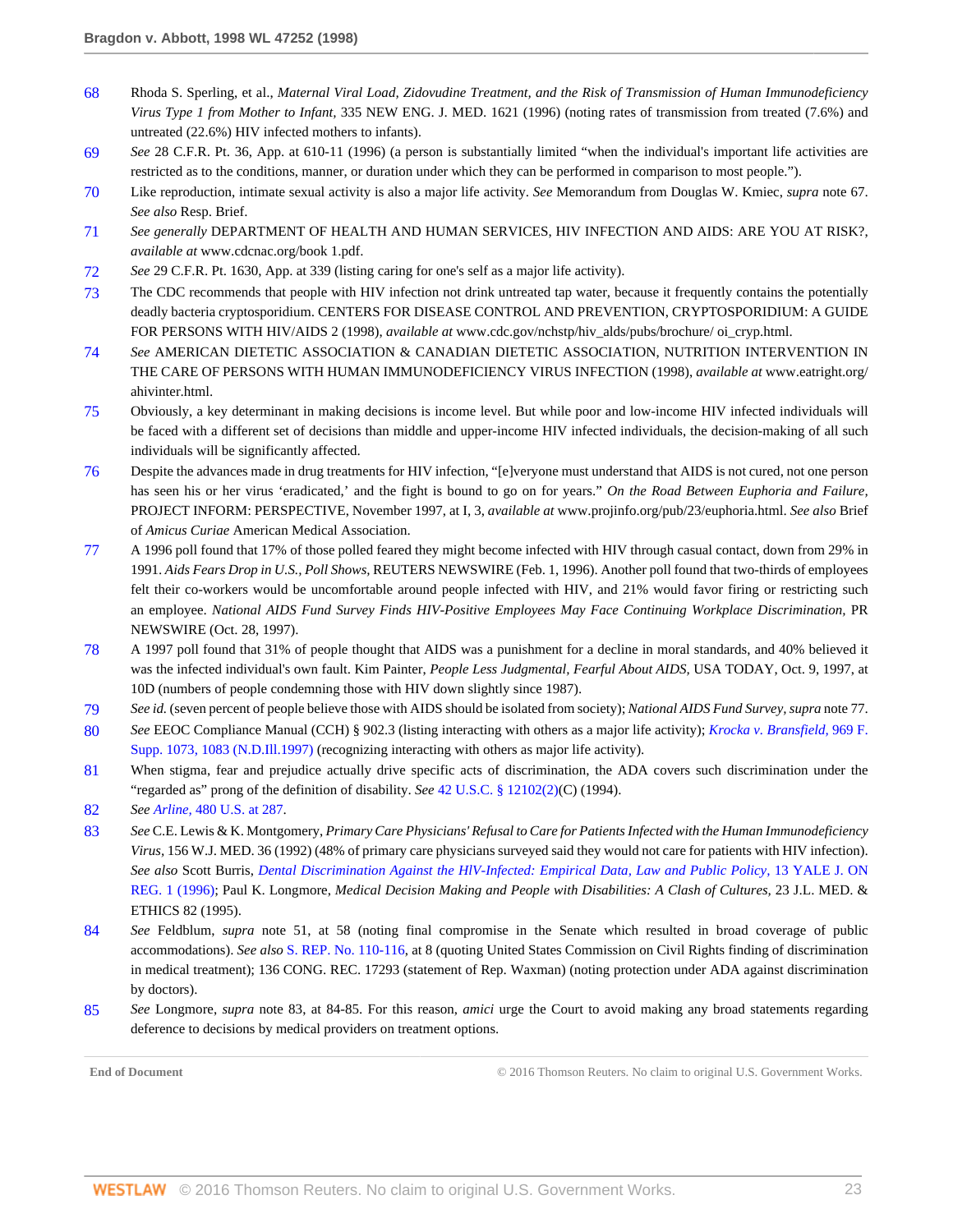68 Rhoda S. Sperling, et al., *Maternal Viral Load, Zidovudine Treatment, and the Risk of Transmission of Human Immunodeficiency Virus Type 1 from Mother to Infant,* 335 NEW ENG. J. MED. 1621 (1996) (noting rates of transmission from treated (7.6%) and untreated (22.6%) HIV infected mothers to infants).

69 *See* 28 C.F.R. Pt. 36, App. at 610-11 (1996) (a person is substantially limited "when the individual's important life activities are restricted as to the conditions, manner, or duration under which they can be performed in comparison to most people.").

70 Like reproduction, intimate sexual activity is also a major life activity. *See* Memorandum from Douglas W. Kmiec, *supra* note 67. *See also* Resp. Brief.

71 *See generally* DEPARTMENT OF HEALTH AND HUMAN SERVICES, HIV INFECTION AND AIDS: ARE YOU AT RISK?, *available at* www.cdcnac.org/book 1.pdf.

72 *See* 29 C.F.R. Pt. 1630, App. at 339 (listing caring for one's self as a major life activity).

73 The CDC recommends that people with HIV infection not drink untreated tap water, because it frequently contains the potentially deadly bacteria cryptosporidium. CENTERS FOR DISEASE CONTROL AND PREVENTION, CRYPTOSPORIDIUM: A GUIDE FOR PERSONS WITH HIV/AIDS 2 (1998), *available at* www.cdc.gov/nchstp/hiv_alds/pubs/brochure/ oi_cryp.html.

74 *See* AMERICAN DIETETIC ASSOCIATION & CANADIAN DIETETIC ASSOCIATION, NUTRITION INTERVENTION IN THE CARE OF PERSONS WITH HUMAN IMMUNODEFICIENCY VIRUS INFECTION (1998), *available at* www.eatright.org/ahivinter.html.

75 Obviously, a key determinant in making decisions is income level. But while poor and low-income HIV infected individuals will be faced with a different set of decisions than middle and upper-income HIV infected individuals, the decision-making of all such individuals will be significantly affected.

76 Despite the advances made in drug treatments for HIV infection, "[e]veryone must understand that AIDS is not cured, not one person has seen his or her virus 'eradicated,' and the fight is bound to go on for years." *On the Road Between Euphoria and Failure,* PROJECT INFORM: PERSPECTIVE, November 1997, at I, 3, *available at* www.projinfo.org/pub/23/euphoria.html. *See also* Brief of *Amicus Curiae* American Medical Association.

77 A 1996 poll found that 17% of those polled feared they might become infected with HIV through casual contact, down from 29% in 1991. *Aids Fears Drop in U.S., Poll Shows,* REUTERS NEWSWIRE (Feb. 1, 1996). Another poll found that two-thirds of employees felt their co-workers would be uncomfortable around people infected with HIV, and 21% would favor firing or restricting such an employee. *National AIDS Fund Survey Finds HIV-Positive Employees May Face Continuing Workplace Discrimination,* PR NEWSWIRE (Oct. 28, 1997).

78 A 1997 poll found that 31% of people thought that AIDS was a punishment for a decline in moral standards, and 40% believed it was the infected individual's own fault. Kim Painter, *People Less Judgmental, Fearful About AIDS,* USA TODAY, Oct. 9, 1997, at 10D (numbers of people condemning those with HIV down slightly since 1987).

79 *See id.* (seven percent of people believe those with AIDS should be isolated from society); *National AIDS Fund Survey, supra* note 77.

80 *See* EEOC Compliance Manual (CCH) § 902.3 (listing interacting with others as a major life activity); *Krocka v. Bransfield,* 969 F. Supp. 1073, 1083 (N.D.Ill.1997) (recognizing interacting with others as major life activity).

81 When stigma, fear and prejudice actually drive specific acts of discrimination, the ADA covers such discrimination under the "regarded as" prong of the definition of disability. *See* 42 U.S.C. § 12102(2)(C) (1994).

82 *See Arline,* 480 U.S. at 287.

83 *See* C.E. Lewis & K. Montgomery, *Primary Care Physicians' Refusal to Care for Patients Infected with the Human Immunodeficiency Virus,* 156 W.J. MED. 36 (1992) (48% of primary care physicians surveyed said they would not care for patients with HIV infection). *See also* Scott Burris, *Dental Discrimination Against the HIV-Infected: Empirical Data, Law and Public Policy,* 13 YALE J. ON REG. 1 (1996); Paul K. Longmore, *Medical Decision Making and People with Disabilities: A Clash of Cultures,* 23 J.L. MED. & ETHICS 82 (1995).

84 *See* Feldblum, *supra* note 51, at 58 (noting final compromise in the Senate which resulted in broad coverage of public accommodations). *See also* S. REP. No. 110-116, at 8 (quoting United States Commission on Civil Rights finding of discrimination in medical treatment); 136 CONG. REC. 17293 (statement of Rep. Waxman) (noting protection under ADA against discrimination by doctors).

85 *See* Longmore, *supra* note 83, at 84-85. For this reason, *amici* urge the Court to avoid making any broad statements regarding deference to decisions by medical providers on treatment options.

**End of Document** © 2016 Thomson Reuters. No claim to original U.S. Government Works.